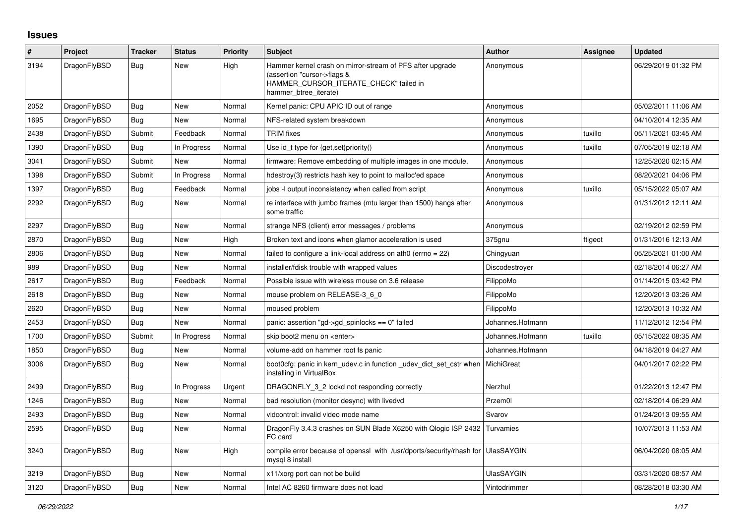# Issues

| # | Project | Tracker | Status | Priority | Subject | Author | Assignee | Updated |
|---|---|---|---|---|---|---|---|---|
| 3194 | DragonFlyBSD | Bug | New | High | Hammer kernel crash on mirror-stream of PFS after upgrade (assertion "cursor->flags & HAMMER_CURSOR_ITERATE_CHECK" failed in hammer_btree_iterate) | Anonymous | | 06/29/2019 01:32 PM |
| 2052 | DragonFlyBSD | Bug | New | Normal | Kernel panic: CPU APIC ID out of range | Anonymous | | 05/02/2011 11:06 AM |
| 1695 | DragonFlyBSD | Bug | New | Normal | NFS-related system breakdown | Anonymous | | 04/10/2014 12:35 AM |
| 2438 | DragonFlyBSD | Submit | Feedback | Normal | TRIM fixes | Anonymous | tuxillo | 05/11/2021 03:45 AM |
| 1390 | DragonFlyBSD | Bug | In Progress | Normal | Use id_t type for {get,set}priority() | Anonymous | tuxillo | 07/05/2019 02:18 AM |
| 3041 | DragonFlyBSD | Submit | New | Normal | firmware: Remove embedding of multiple images in one module. | Anonymous | | 12/25/2020 02:15 AM |
| 1398 | DragonFlyBSD | Submit | In Progress | Normal | hdestroy(3) restricts hash key to point to malloc'ed space | Anonymous | | 08/20/2021 04:06 PM |
| 1397 | DragonFlyBSD | Bug | Feedback | Normal | jobs -l output inconsistency when called from script | Anonymous | tuxillo | 05/15/2022 05:07 AM |
| 2292 | DragonFlyBSD | Bug | New | Normal | re interface with jumbo frames (mtu larger than 1500) hangs after some traffic | Anonymous | | 01/31/2012 12:11 AM |
| 2297 | DragonFlyBSD | Bug | New | Normal | strange NFS (client) error messages / problems | Anonymous | | 02/19/2012 02:59 PM |
| 2870 | DragonFlyBSD | Bug | New | High | Broken text and icons when glamor acceleration is used | 375gnu | ftigeot | 01/31/2016 12:13 AM |
| 2806 | DragonFlyBSD | Bug | New | Normal | failed to configure a link-local address on ath0 (errno = 22) | Chingyuan | | 05/25/2021 01:00 AM |
| 989 | DragonFlyBSD | Bug | New | Normal | installer/fdisk trouble with wrapped values | Discodestroyer | | 02/18/2014 06:27 AM |
| 2617 | DragonFlyBSD | Bug | Feedback | Normal | Possible issue with wireless mouse on 3.6 release | FilippoMo | | 01/14/2015 03:42 PM |
| 2618 | DragonFlyBSD | Bug | New | Normal | mouse problem on RELEASE-3_6_0 | FilippoMo | | 12/20/2013 03:26 AM |
| 2620 | DragonFlyBSD | Bug | New | Normal | moused problem | FilippoMo | | 12/20/2013 10:32 AM |
| 2453 | DragonFlyBSD | Bug | New | Normal | panic: assertion "gd->gd_spinlocks == 0" failed | Johannes.Hofmann | | 11/12/2012 12:54 PM |
| 1700 | DragonFlyBSD | Submit | In Progress | Normal | skip boot2 menu on <enter> | Johannes.Hofmann | tuxillo | 05/15/2022 08:35 AM |
| 1850 | DragonFlyBSD | Bug | New | Normal | volume-add on hammer root fs panic | Johannes.Hofmann | | 04/18/2019 04:27 AM |
| 3006 | DragonFlyBSD | Bug | New | Normal | boot0cfg: panic in kern_udev.c in function _udev_dict_set_cstr when installing in VirtualBox | MichiGreat | | 04/01/2017 02:22 PM |
| 2499 | DragonFlyBSD | Bug | In Progress | Urgent | DRAGONFLY_3_2 lockd not responding correctly | Nerzhul | | 01/22/2013 12:47 PM |
| 1246 | DragonFlyBSD | Bug | New | Normal | bad resolution (monitor desync) with livedvd | Przem0l | | 02/18/2014 06:29 AM |
| 2493 | DragonFlyBSD | Bug | New | Normal | vidcontrol: invalid video mode name | Svarov | | 01/24/2013 09:55 AM |
| 2595 | DragonFlyBSD | Bug | New | Normal | DragonFly 3.4.3 crashes on SUN Blade X6250 with Qlogic ISP 2432 FC card | Turvamies | | 10/07/2013 11:53 AM |
| 3240 | DragonFlyBSD | Bug | New | High | compile error because of openssl with /usr/dports/security/rhash for mysql 8 install | UlasSAYGIN | | 06/04/2020 08:05 AM |
| 3219 | DragonFlyBSD | Bug | New | Normal | x11/xorg port can not be build | UlasSAYGIN | | 03/31/2020 08:57 AM |
| 3120 | DragonFlyBSD | Bug | New | Normal | Intel AC 8260 firmware does not load | Vintodrimmer | | 08/28/2018 03:30 AM |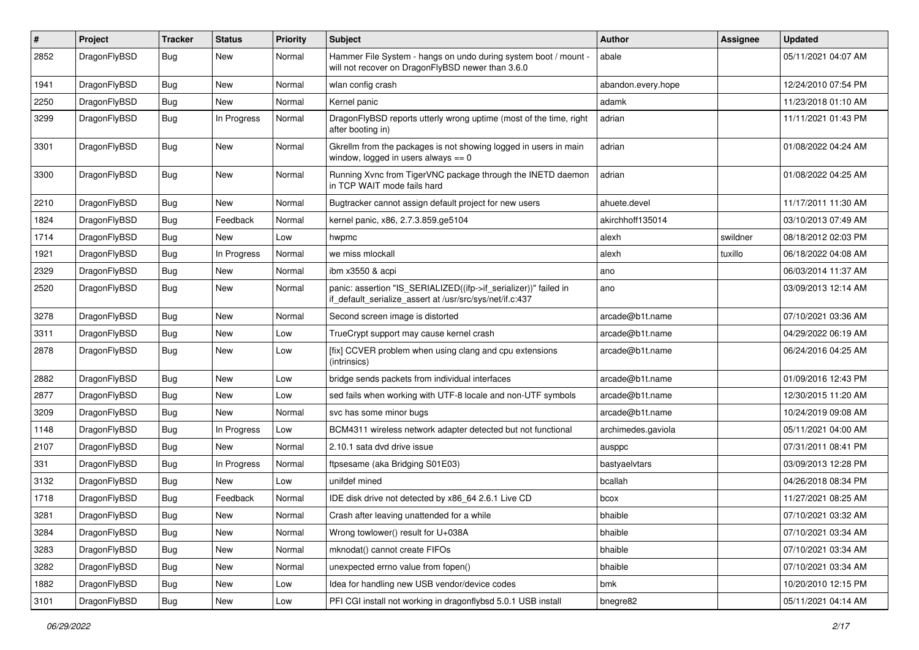| # | Project | Tracker | Status | Priority | Subject | Author | Assignee | Updated |
|---|---|---|---|---|---|---|---|---|
| 2852 | DragonFlyBSD | Bug | New | Normal | Hammer File System - hangs on undo during system boot / mount - will not recover on DragonFlyBSD newer than 3.6.0 | abale | | 05/11/2021 04:07 AM |
| 1941 | DragonFlyBSD | Bug | New | Normal | wlan config crash | abandon.every.hope | | 12/24/2010 07:54 PM |
| 2250 | DragonFlyBSD | Bug | New | Normal | Kernel panic | adamk | | 11/23/2018 01:10 AM |
| 3299 | DragonFlyBSD | Bug | In Progress | Normal | DragonFlyBSD reports utterly wrong uptime (most of the time, right after booting in) | adrian | | 11/11/2021 01:43 PM |
| 3301 | DragonFlyBSD | Bug | New | Normal | Gkrellm from the packages is not showing logged in users in main window, logged in users always == 0 | adrian | | 01/08/2022 04:24 AM |
| 3300 | DragonFlyBSD | Bug | New | Normal | Running Xvnc from TigerVNC package through the INETD daemon in TCP WAIT mode fails hard | adrian | | 01/08/2022 04:25 AM |
| 2210 | DragonFlyBSD | Bug | New | Normal | Bugtracker cannot assign default project for new users | ahuete.devel | | 11/17/2011 11:30 AM |
| 1824 | DragonFlyBSD | Bug | Feedback | Normal | kernel panic, x86, 2.7.3.859.ge5104 | akirchhoff135014 | | 03/10/2013 07:49 AM |
| 1714 | DragonFlyBSD | Bug | New | Low | hwpmc | alexh | swildner | 08/18/2012 02:03 PM |
| 1921 | DragonFlyBSD | Bug | In Progress | Normal | we miss mlockall | alexh | tuxillo | 06/18/2022 04:08 AM |
| 2329 | DragonFlyBSD | Bug | New | Normal | ibm x3550 & acpi | ano | | 06/03/2014 11:37 AM |
| 2520 | DragonFlyBSD | Bug | New | Normal | panic: assertion "IS_SERIALIZED((ifp->if_serializer))" failed in if_default_serialize_assert at /usr/src/sys/net/if.c:437 | ano | | 03/09/2013 12:14 AM |
| 3278 | DragonFlyBSD | Bug | New | Normal | Second screen image is distorted | arcade@b1t.name | | 07/10/2021 03:36 AM |
| 3311 | DragonFlyBSD | Bug | New | Low | TrueCrypt support may cause kernel crash | arcade@b1t.name | | 04/29/2022 06:19 AM |
| 2878 | DragonFlyBSD | Bug | New | Low | [fix] CCVER problem when using clang and cpu extensions (intrinsics) | arcade@b1t.name | | 06/24/2016 04:25 AM |
| 2882 | DragonFlyBSD | Bug | New | Low | bridge sends packets from individual interfaces | arcade@b1t.name | | 01/09/2016 12:43 PM |
| 2877 | DragonFlyBSD | Bug | New | Low | sed fails when working with UTF-8 locale and non-UTF symbols | arcade@b1t.name | | 12/30/2015 11:20 AM |
| 3209 | DragonFlyBSD | Bug | New | Normal | svc has some minor bugs | arcade@b1t.name | | 10/24/2019 09:08 AM |
| 1148 | DragonFlyBSD | Bug | In Progress | Low | BCM4311 wireless network adapter detected but not functional | archimedes.gaviola | | 05/11/2021 04:00 AM |
| 2107 | DragonFlyBSD | Bug | New | Normal | 2.10.1 sata dvd drive issue | ausppc | | 07/31/2011 08:41 PM |
| 331 | DragonFlyBSD | Bug | In Progress | Normal | ftpsesame (aka Bridging S01E03) | bastyaelvtars | | 03/09/2013 12:28 PM |
| 3132 | DragonFlyBSD | Bug | New | Low | unifdef mined | bcallah | | 04/26/2018 08:34 PM |
| 1718 | DragonFlyBSD | Bug | Feedback | Normal | IDE disk drive not detected by x86_64 2.6.1 Live CD | bcox | | 11/27/2021 08:25 AM |
| 3281 | DragonFlyBSD | Bug | New | Normal | Crash after leaving unattended for a while | bhaible | | 07/10/2021 03:32 AM |
| 3284 | DragonFlyBSD | Bug | New | Normal | Wrong towlower() result for U+038A | bhaible | | 07/10/2021 03:34 AM |
| 3283 | DragonFlyBSD | Bug | New | Normal | mknodat() cannot create FIFOs | bhaible | | 07/10/2021 03:34 AM |
| 3282 | DragonFlyBSD | Bug | New | Normal | unexpected errno value from fopen() | bhaible | | 07/10/2021 03:34 AM |
| 1882 | DragonFlyBSD | Bug | New | Low | Idea for handling new USB vendor/device codes | bmk | | 10/20/2010 12:15 PM |
| 3101 | DragonFlyBSD | Bug | New | Low | PFI CGI install not working in dragonflybsd 5.0.1 USB install | bnegre82 | | 05/11/2021 04:14 AM |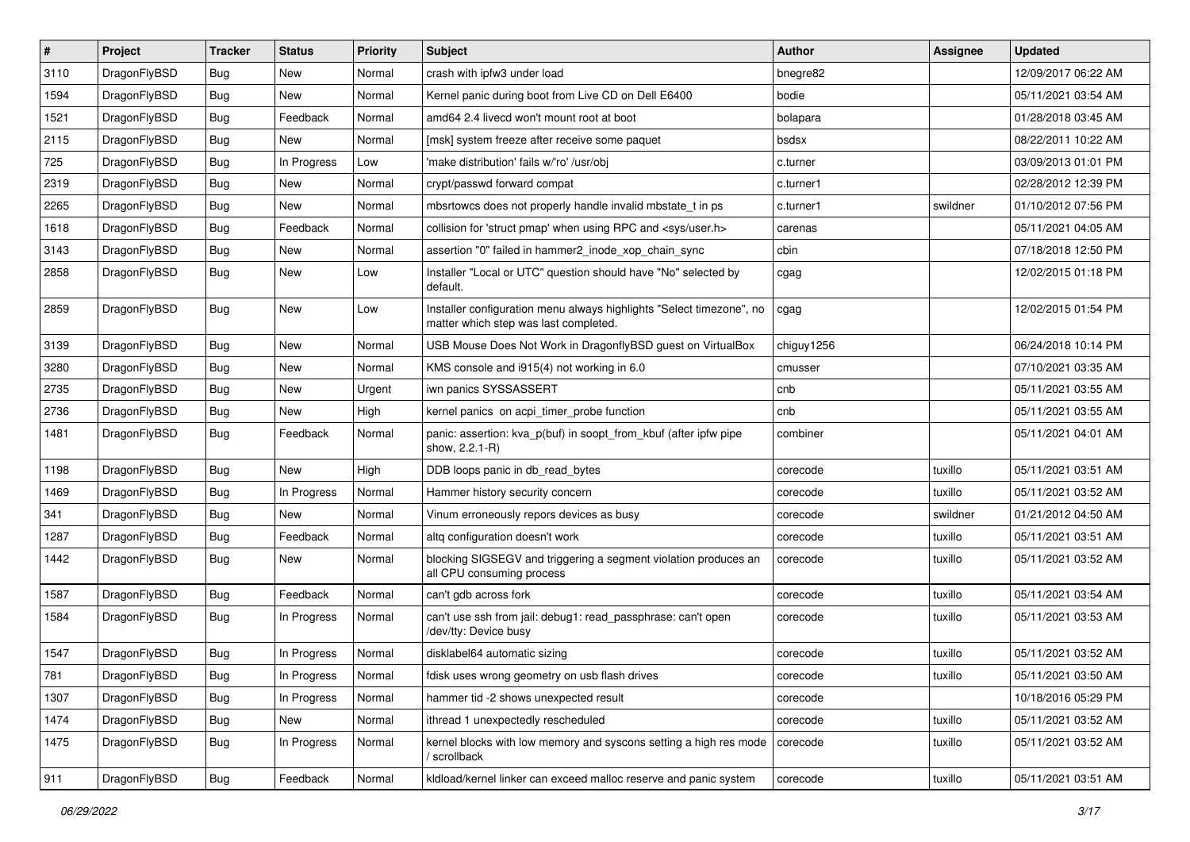| # | Project | Tracker | Status | Priority | Subject | Author | Assignee | Updated |
|---|---|---|---|---|---|---|---|---|
| 3110 | DragonFlyBSD | Bug | New | Normal | crash with ipfw3 under load | bnegre82 | | 12/09/2017 06:22 AM |
| 1594 | DragonFlyBSD | Bug | New | Normal | Kernel panic during boot from Live CD on Dell E6400 | bodie | | 05/11/2021 03:54 AM |
| 1521 | DragonFlyBSD | Bug | Feedback | Normal | amd64 2.4 livecd won't mount root at boot | bolapara | | 01/28/2018 03:45 AM |
| 2115 | DragonFlyBSD | Bug | New | Normal | [msk] system freeze after receive some paquet | bsdsx | | 08/22/2011 10:22 AM |
| 725 | DragonFlyBSD | Bug | In Progress | Low | 'make distribution' fails w/'ro' /usr/obj | c.turner | | 03/09/2013 01:01 PM |
| 2319 | DragonFlyBSD | Bug | New | Normal | crypt/passwd forward compat | c.turner1 | | 02/28/2012 12:39 PM |
| 2265 | DragonFlyBSD | Bug | New | Normal | mbsrtowcs does not properly handle invalid mbstate_t in ps | c.turner1 | swildner | 01/10/2012 07:56 PM |
| 1618 | DragonFlyBSD | Bug | Feedback | Normal | collision for 'struct pmap' when using RPC and <sys/user.h> | carenas | | 05/11/2021 04:05 AM |
| 3143 | DragonFlyBSD | Bug | New | Normal | assertion "0" failed in hammer2_inode_xop_chain_sync | cbin | | 07/18/2018 12:50 PM |
| 2858 | DragonFlyBSD | Bug | New | Low | Installer "Local or UTC" question should have "No" selected by default. | cgag | | 12/02/2015 01:18 PM |
| 2859 | DragonFlyBSD | Bug | New | Low | Installer configuration menu always highlights "Select timezone", no matter which step was last completed. | cgag | | 12/02/2015 01:54 PM |
| 3139 | DragonFlyBSD | Bug | New | Normal | USB Mouse Does Not Work in DragonflyBSD guest on VirtualBox | chiguy1256 | | 06/24/2018 10:14 PM |
| 3280 | DragonFlyBSD | Bug | New | Normal | KMS console and i915(4) not working in 6.0 | cmusser | | 07/10/2021 03:35 AM |
| 2735 | DragonFlyBSD | Bug | New | Urgent | iwn panics SYSSASSERT | cnb | | 05/11/2021 03:55 AM |
| 2736 | DragonFlyBSD | Bug | New | High | kernel panics on acpi_timer_probe function | cnb | | 05/11/2021 03:55 AM |
| 1481 | DragonFlyBSD | Bug | Feedback | Normal | panic: assertion: kva_p(buf) in soopt_from_kbuf (after ipfw pipe show, 2.2.1-R) | combiner | | 05/11/2021 04:01 AM |
| 1198 | DragonFlyBSD | Bug | New | High | DDB loops panic in db_read_bytes | corecode | tuxillo | 05/11/2021 03:51 AM |
| 1469 | DragonFlyBSD | Bug | In Progress | Normal | Hammer history security concern | corecode | tuxillo | 05/11/2021 03:52 AM |
| 341 | DragonFlyBSD | Bug | New | Normal | Vinum erroneously repors devices as busy | corecode | swildner | 01/21/2012 04:50 AM |
| 1287 | DragonFlyBSD | Bug | Feedback | Normal | altq configuration doesn't work | corecode | tuxillo | 05/11/2021 03:51 AM |
| 1442 | DragonFlyBSD | Bug | New | Normal | blocking SIGSEGV and triggering a segment violation produces an all CPU consuming process | corecode | tuxillo | 05/11/2021 03:52 AM |
| 1587 | DragonFlyBSD | Bug | Feedback | Normal | can't gdb across fork | corecode | tuxillo | 05/11/2021 03:54 AM |
| 1584 | DragonFlyBSD | Bug | In Progress | Normal | can't use ssh from jail: debug1: read_passphrase: can't open /dev/tty: Device busy | corecode | tuxillo | 05/11/2021 03:53 AM |
| 1547 | DragonFlyBSD | Bug | In Progress | Normal | disklabel64 automatic sizing | corecode | tuxillo | 05/11/2021 03:52 AM |
| 781 | DragonFlyBSD | Bug | In Progress | Normal | fdisk uses wrong geometry on usb flash drives | corecode | tuxillo | 05/11/2021 03:50 AM |
| 1307 | DragonFlyBSD | Bug | In Progress | Normal | hammer tid -2 shows unexpected result | corecode | | 10/18/2016 05:29 PM |
| 1474 | DragonFlyBSD | Bug | New | Normal | ithread 1 unexpectedly rescheduled | corecode | tuxillo | 05/11/2021 03:52 AM |
| 1475 | DragonFlyBSD | Bug | In Progress | Normal | kernel blocks with low memory and syscons setting a high res mode / scrollback | corecode | tuxillo | 05/11/2021 03:52 AM |
| 911 | DragonFlyBSD | Bug | Feedback | Normal | kldload/kernel linker can exceed malloc reserve and panic system | corecode | tuxillo | 05/11/2021 03:51 AM |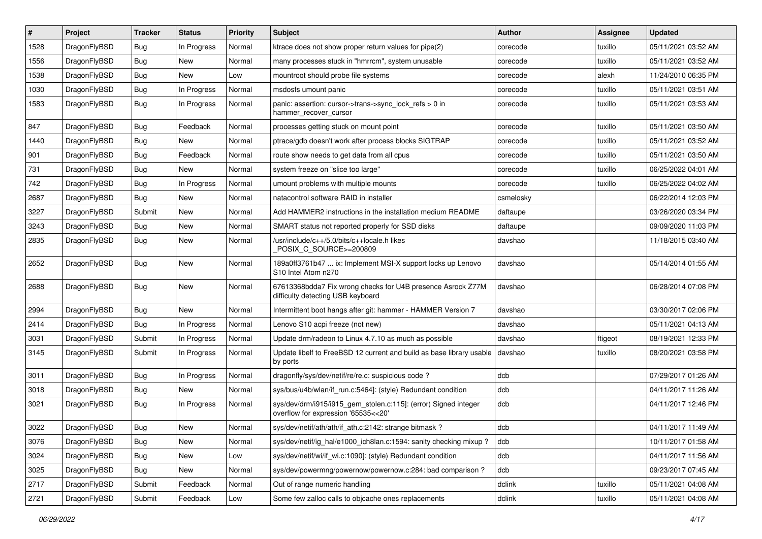| # | Project | Tracker | Status | Priority | Subject | Author | Assignee | Updated |
|---|---|---|---|---|---|---|---|---|
| 1528 | DragonFlyBSD | Bug | In Progress | Normal | ktrace does not show proper return values for pipe(2) | corecode | tuxillo | 05/11/2021 03:52 AM |
| 1556 | DragonFlyBSD | Bug | New | Normal | many processes stuck in "hmrrcm", system unusable | corecode | tuxillo | 05/11/2021 03:52 AM |
| 1538 | DragonFlyBSD | Bug | New | Low | mountroot should probe file systems | corecode | alexh | 11/24/2010 06:35 PM |
| 1030 | DragonFlyBSD | Bug | In Progress | Normal | msdosfs umount panic | corecode | tuxillo | 05/11/2021 03:51 AM |
| 1583 | DragonFlyBSD | Bug | In Progress | Normal | panic: assertion: cursor->trans->sync_lock_refs > 0 in hammer_recover_cursor | corecode | tuxillo | 05/11/2021 03:53 AM |
| 847 | DragonFlyBSD | Bug | Feedback | Normal | processes getting stuck on mount point | corecode | tuxillo | 05/11/2021 03:50 AM |
| 1440 | DragonFlyBSD | Bug | New | Normal | ptrace/gdb doesn't work after process blocks SIGTRAP | corecode | tuxillo | 05/11/2021 03:52 AM |
| 901 | DragonFlyBSD | Bug | Feedback | Normal | route show needs to get data from all cpus | corecode | tuxillo | 05/11/2021 03:50 AM |
| 731 | DragonFlyBSD | Bug | New | Normal | system freeze on "slice too large" | corecode | tuxillo | 06/25/2022 04:01 AM |
| 742 | DragonFlyBSD | Bug | In Progress | Normal | umount problems with multiple mounts | corecode | tuxillo | 06/25/2022 04:02 AM |
| 2687 | DragonFlyBSD | Bug | New | Normal | natacontrol software RAID in installer | csmelosky | | 06/22/2014 12:03 PM |
| 3227 | DragonFlyBSD | Submit | New | Normal | Add HAMMER2 instructions in the installation medium README | daftaupe | | 03/26/2020 03:34 PM |
| 3243 | DragonFlyBSD | Bug | New | Normal | SMART status not reported properly for SSD disks | daftaupe | | 09/09/2020 11:03 PM |
| 2835 | DragonFlyBSD | Bug | New | Normal | /usr/include/c++/5.0/bits/c++locale.h likes _POSIX_C_SOURCE>=200809 | davshao | | 11/18/2015 03:40 AM |
| 2652 | DragonFlyBSD | Bug | New | Normal | 189a0ff3761b47 ... ix: Implement MSI-X support locks up Lenovo S10 Intel Atom n270 | davshao | | 05/14/2014 01:55 AM |
| 2688 | DragonFlyBSD | Bug | New | Normal | 67613368bdda7 Fix wrong checks for U4B presence Asrock Z77M difficulty detecting USB keyboard | davshao | | 06/28/2014 07:08 PM |
| 2994 | DragonFlyBSD | Bug | New | Normal | Intermittent boot hangs after git: hammer - HAMMER Version 7 | davshao | | 03/30/2017 02:06 PM |
| 2414 | DragonFlyBSD | Bug | In Progress | Normal | Lenovo S10 acpi freeze (not new) | davshao | | 05/11/2021 04:13 AM |
| 3031 | DragonFlyBSD | Submit | In Progress | Normal | Update drm/radeon to Linux 4.7.10 as much as possible | davshao | ftigeot | 08/19/2021 12:33 PM |
| 3145 | DragonFlyBSD | Submit | In Progress | Normal | Update libelf to FreeBSD 12 current and build as base library usable by ports | davshao | tuxillo | 08/20/2021 03:58 PM |
| 3011 | DragonFlyBSD | Bug | In Progress | Normal | dragonfly/sys/dev/netif/re/re.c: suspicious code ? | dcb | | 07/29/2017 01:26 AM |
| 3018 | DragonFlyBSD | Bug | New | Normal | sys/bus/u4b/wlan/if_run.c:5464]: (style) Redundant condition | dcb | | 04/11/2017 11:26 AM |
| 3021 | DragonFlyBSD | Bug | In Progress | Normal | sys/dev/drm/i915/i915_gem_stolen.c:115]: (error) Signed integer overflow for expression '65535<<20' | dcb | | 04/11/2017 12:46 PM |
| 3022 | DragonFlyBSD | Bug | New | Normal | sys/dev/netif/ath/ath/if_ath.c:2142: strange bitmask ? | dcb | | 04/11/2017 11:49 AM |
| 3076 | DragonFlyBSD | Bug | New | Normal | sys/dev/netif/ig_hal/e1000_ich8lan.c:1594: sanity checking mixup ? | dcb | | 10/11/2017 01:58 AM |
| 3024 | DragonFlyBSD | Bug | New | Low | sys/dev/netif/wi/if_wi.c:1090]: (style) Redundant condition | dcb | | 04/11/2017 11:56 AM |
| 3025 | DragonFlyBSD | Bug | New | Normal | sys/dev/powermng/powernow/powernow.c:284: bad comparison ? | dcb | | 09/23/2017 07:45 AM |
| 2717 | DragonFlyBSD | Submit | Feedback | Normal | Out of range numeric handling | dclink | tuxillo | 05/11/2021 04:08 AM |
| 2721 | DragonFlyBSD | Submit | Feedback | Low | Some few zalloc calls to objcache ones replacements | dclink | tuxillo | 05/11/2021 04:08 AM |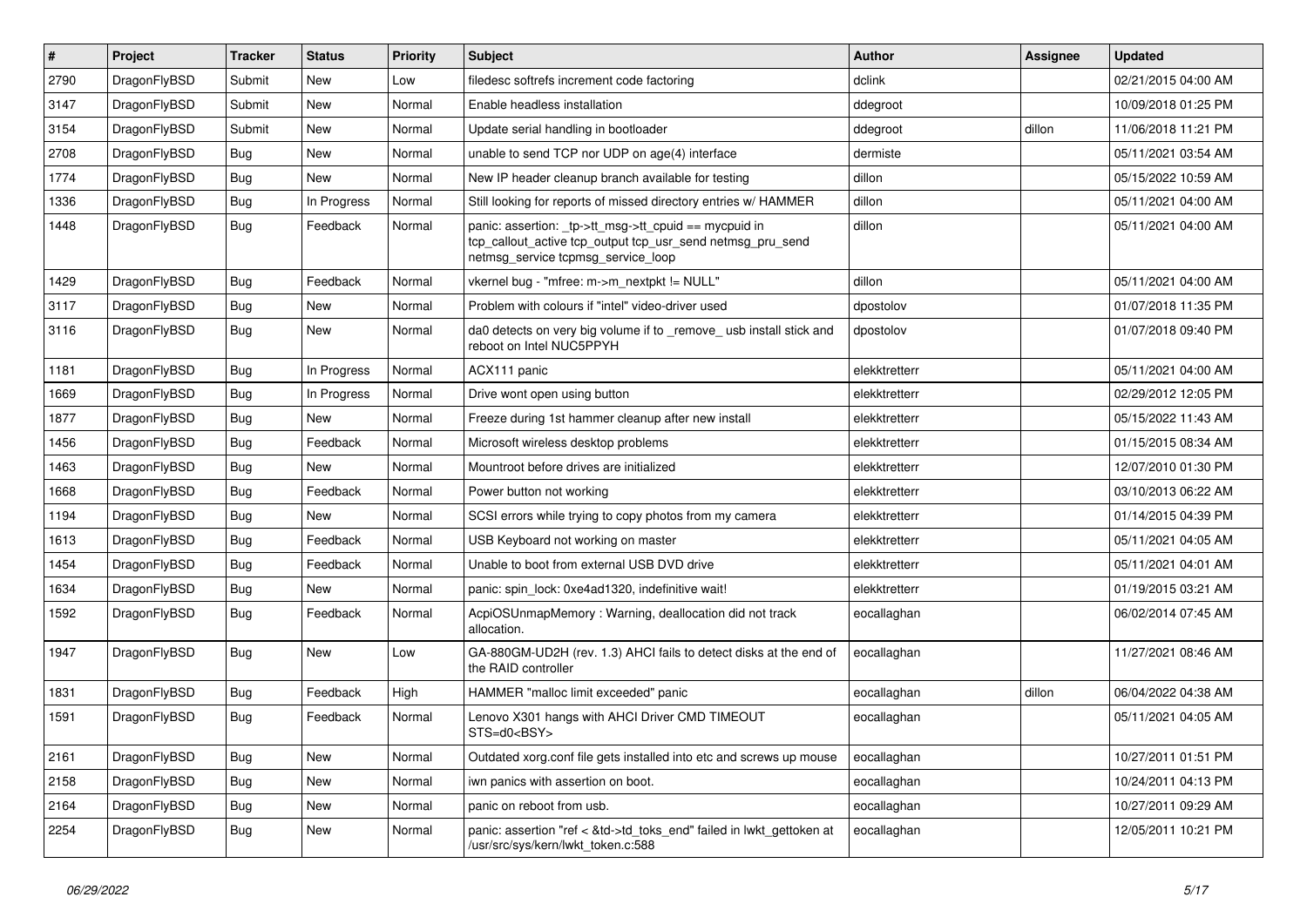| # | Project | Tracker | Status | Priority | Subject | Author | Assignee | Updated |
| --- | --- | --- | --- | --- | --- | --- | --- | --- |
| 2790 | DragonFlyBSD | Submit | New | Low | filedesc softrefs increment code factoring | dclink | | 02/21/2015 04:00 AM |
| 3147 | DragonFlyBSD | Submit | New | Normal | Enable headless installation | ddegroot | | 10/09/2018 01:25 PM |
| 3154 | DragonFlyBSD | Submit | New | Normal | Update serial handling in bootloader | ddegroot | dillon | 11/06/2018 11:21 PM |
| 2708 | DragonFlyBSD | Bug | New | Normal | unable to send TCP nor UDP on age(4) interface | dermiste | | 05/11/2021 03:54 AM |
| 1774 | DragonFlyBSD | Bug | New | Normal | New IP header cleanup branch available for testing | dillon | | 05/15/2022 10:59 AM |
| 1336 | DragonFlyBSD | Bug | In Progress | Normal | Still looking for reports of missed directory entries w/ HAMMER | dillon | | 05/11/2021 04:00 AM |
| 1448 | DragonFlyBSD | Bug | Feedback | Normal | panic: assertion: _tp->tt_msg->tt_cpuid == mycpuid in tcp_callout_active tcp_output tcp_usr_send netmsg_pru_send netmsg_service tcpmsg_service_loop | dillon | | 05/11/2021 04:00 AM |
| 1429 | DragonFlyBSD | Bug | Feedback | Normal | vkernel bug - "mfree: m->m_nextpkt != NULL" | dillon | | 05/11/2021 04:00 AM |
| 3117 | DragonFlyBSD | Bug | New | Normal | Problem with colours if "intel" video-driver used | dpostolov | | 01/07/2018 11:35 PM |
| 3116 | DragonFlyBSD | Bug | New | Normal | da0 detects on very big volume if to _remove_ usb install stick and reboot on Intel NUC5PPYH | dpostolov | | 01/07/2018 09:40 PM |
| 1181 | DragonFlyBSD | Bug | In Progress | Normal | ACX111 panic | elekktretterr | | 05/11/2021 04:00 AM |
| 1669 | DragonFlyBSD | Bug | In Progress | Normal | Drive wont open using button | elekktretterr | | 02/29/2012 12:05 PM |
| 1877 | DragonFlyBSD | Bug | New | Normal | Freeze during 1st hammer cleanup after new install | elekktretterr | | 05/15/2022 11:43 AM |
| 1456 | DragonFlyBSD | Bug | Feedback | Normal | Microsoft wireless desktop problems | elekktretterr | | 01/15/2015 08:34 AM |
| 1463 | DragonFlyBSD | Bug | New | Normal | Mountroot before drives are initialized | elekktretterr | | 12/07/2010 01:30 PM |
| 1668 | DragonFlyBSD | Bug | Feedback | Normal | Power button not working | elekktretterr | | 03/10/2013 06:22 AM |
| 1194 | DragonFlyBSD | Bug | New | Normal | SCSI errors while trying to copy photos from my camera | elekktretterr | | 01/14/2015 04:39 PM |
| 1613 | DragonFlyBSD | Bug | Feedback | Normal | USB Keyboard not working on master | elekktretterr | | 05/11/2021 04:05 AM |
| 1454 | DragonFlyBSD | Bug | Feedback | Normal | Unable to boot from external USB DVD drive | elekktretterr | | 05/11/2021 04:01 AM |
| 1634 | DragonFlyBSD | Bug | New | Normal | panic: spin_lock: 0xe4ad1320, indefinitive wait! | elekktretterr | | 01/19/2015 03:21 AM |
| 1592 | DragonFlyBSD | Bug | Feedback | Normal | AcpiOSUnmapMemory : Warning, deallocation did not track allocation. | eocallaghan | | 06/02/2014 07:45 AM |
| 1947 | DragonFlyBSD | Bug | New | Low | GA-880GM-UD2H (rev. 1.3) AHCI fails to detect disks at the end of the RAID controller | eocallaghan | | 11/27/2021 08:46 AM |
| 1831 | DragonFlyBSD | Bug | Feedback | High | HAMMER "malloc limit exceeded" panic | eocallaghan | dillon | 06/04/2022 04:38 AM |
| 1591 | DragonFlyBSD | Bug | Feedback | Normal | Lenovo X301 hangs with AHCI Driver CMD TIMEOUT STS=d0<BSY> | eocallaghan | | 05/11/2021 04:05 AM |
| 2161 | DragonFlyBSD | Bug | New | Normal | Outdated xorg.conf file gets installed into etc and screws up mouse | eocallaghan | | 10/27/2011 01:51 PM |
| 2158 | DragonFlyBSD | Bug | New | Normal | iwn panics with assertion on boot. | eocallaghan | | 10/24/2011 04:13 PM |
| 2164 | DragonFlyBSD | Bug | New | Normal | panic on reboot from usb. | eocallaghan | | 10/27/2011 09:29 AM |
| 2254 | DragonFlyBSD | Bug | New | Normal | panic: assertion "ref < &td->td_toks_end" failed in lwkt_gettoken at /usr/src/sys/kern/lwkt_token.c:588 | eocallaghan | | 12/05/2011 10:21 PM |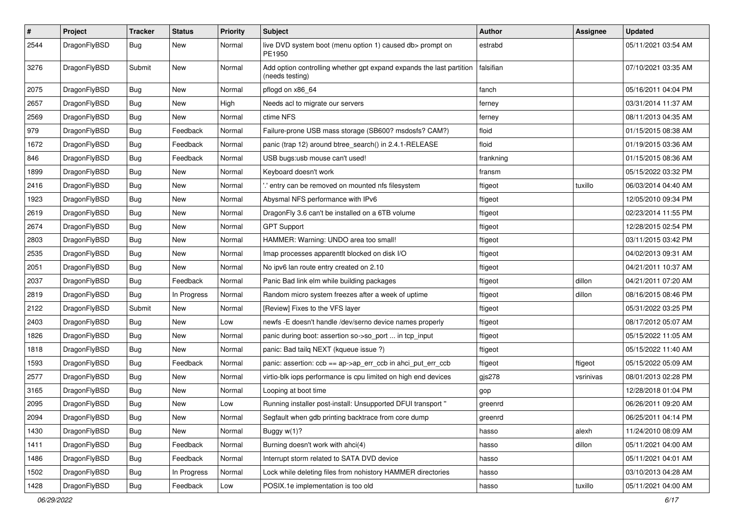| # | Project | Tracker | Status | Priority | Subject | Author | Assignee | Updated |
|---|---|---|---|---|---|---|---|---|
| 2544 | DragonFlyBSD | Bug | New | Normal | live DVD system boot (menu option 1) caused db> prompt on PE1950 | estrabd | | 05/11/2021 03:54 AM |
| 3276 | DragonFlyBSD | Submit | New | Normal | Add option controlling whether gpt expand expands the last partition (needs testing) | falsifian | | 07/10/2021 03:35 AM |
| 2075 | DragonFlyBSD | Bug | New | Normal | pflogd on x86_64 | fanch | | 05/16/2011 04:04 PM |
| 2657 | DragonFlyBSD | Bug | New | High | Needs acl to migrate our servers | ferney | | 03/31/2014 11:37 AM |
| 2569 | DragonFlyBSD | Bug | New | Normal | ctime NFS | ferney | | 08/11/2013 04:35 AM |
| 979 | DragonFlyBSD | Bug | Feedback | Normal | Failure-prone USB mass storage (SB600? msdosfs? CAM?) | floid | | 01/15/2015 08:38 AM |
| 1672 | DragonFlyBSD | Bug | Feedback | Normal | panic (trap 12) around btree_search() in 2.4.1-RELEASE | floid | | 01/19/2015 03:36 AM |
| 846 | DragonFlyBSD | Bug | Feedback | Normal | USB bugs:usb mouse can't used! | frankning | | 01/15/2015 08:36 AM |
| 1899 | DragonFlyBSD | Bug | New | Normal | Keyboard doesn't work | fransm | | 05/15/2022 03:32 PM |
| 2416 | DragonFlyBSD | Bug | New | Normal | '.' entry can be removed on mounted nfs filesystem | ftigeot | tuxillo | 06/03/2014 04:40 AM |
| 1923 | DragonFlyBSD | Bug | New | Normal | Abysmal NFS performance with IPv6 | ftigeot | | 12/05/2010 09:34 PM |
| 2619 | DragonFlyBSD | Bug | New | Normal | DragonFly 3.6 can't be installed on a 6TB volume | ftigeot | | 02/23/2014 11:55 PM |
| 2674 | DragonFlyBSD | Bug | New | Normal | GPT Support | ftigeot | | 12/28/2015 02:54 PM |
| 2803 | DragonFlyBSD | Bug | New | Normal | HAMMER: Warning: UNDO area too small! | ftigeot | | 03/11/2015 03:42 PM |
| 2535 | DragonFlyBSD | Bug | New | Normal | Imap processes apparentlt blocked on disk I/O | ftigeot | | 04/02/2013 09:31 AM |
| 2051 | DragonFlyBSD | Bug | New | Normal | No ipv6 lan route entry created on 2.10 | ftigeot | | 04/21/2011 10:37 AM |
| 2037 | DragonFlyBSD | Bug | Feedback | Normal | Panic Bad link elm while building packages | ftigeot | dillon | 04/21/2011 07:20 AM |
| 2819 | DragonFlyBSD | Bug | In Progress | Normal | Random micro system freezes after a week of uptime | ftigeot | dillon | 08/16/2015 08:46 PM |
| 2122 | DragonFlyBSD | Submit | New | Normal | [Review] Fixes to the VFS layer | ftigeot | | 05/31/2022 03:25 PM |
| 2403 | DragonFlyBSD | Bug | New | Low | newfs -E doesn't handle /dev/serno device names properly | ftigeot | | 08/17/2012 05:07 AM |
| 1826 | DragonFlyBSD | Bug | New | Normal | panic during boot: assertion so->so_port ... in tcp_input | ftigeot | | 05/15/2022 11:05 AM |
| 1818 | DragonFlyBSD | Bug | New | Normal | panic: Bad tailq NEXT (kqueue issue ?) | ftigeot | | 05/15/2022 11:40 AM |
| 1593 | DragonFlyBSD | Bug | Feedback | Normal | panic: assertion: ccb == ap->ap_err_ccb in ahci_put_err_ccb | ftigeot | ftigeot | 05/15/2022 05:09 AM |
| 2577 | DragonFlyBSD | Bug | New | Normal | virtio-blk iops performance is cpu limited on high end devices | gjs278 | vsrinivas | 08/01/2013 02:28 PM |
| 3165 | DragonFlyBSD | Bug | New | Normal | Looping at boot time | gop | | 12/28/2018 01:04 PM |
| 2095 | DragonFlyBSD | Bug | New | Low | Running installer post-install: Unsupported DFUI transport " | greenrd | | 06/26/2011 09:20 AM |
| 2094 | DragonFlyBSD | Bug | New | Normal | Segfault when gdb printing backtrace from core dump | greenrd | | 06/25/2011 04:14 PM |
| 1430 | DragonFlyBSD | Bug | New | Normal | Buggy w(1)? | hasso | alexh | 11/24/2010 08:09 AM |
| 1411 | DragonFlyBSD | Bug | Feedback | Normal | Burning doesn't work with ahci(4) | hasso | dillon | 05/11/2021 04:00 AM |
| 1486 | DragonFlyBSD | Bug | Feedback | Normal | Interrupt storm related to SATA DVD device | hasso | | 05/11/2021 04:01 AM |
| 1502 | DragonFlyBSD | Bug | In Progress | Normal | Lock while deleting files from nohistory HAMMER directories | hasso | | 03/10/2013 04:28 AM |
| 1428 | DragonFlyBSD | Bug | Feedback | Low | POSIX.1e implementation is too old | hasso | tuxillo | 05/11/2021 04:00 AM |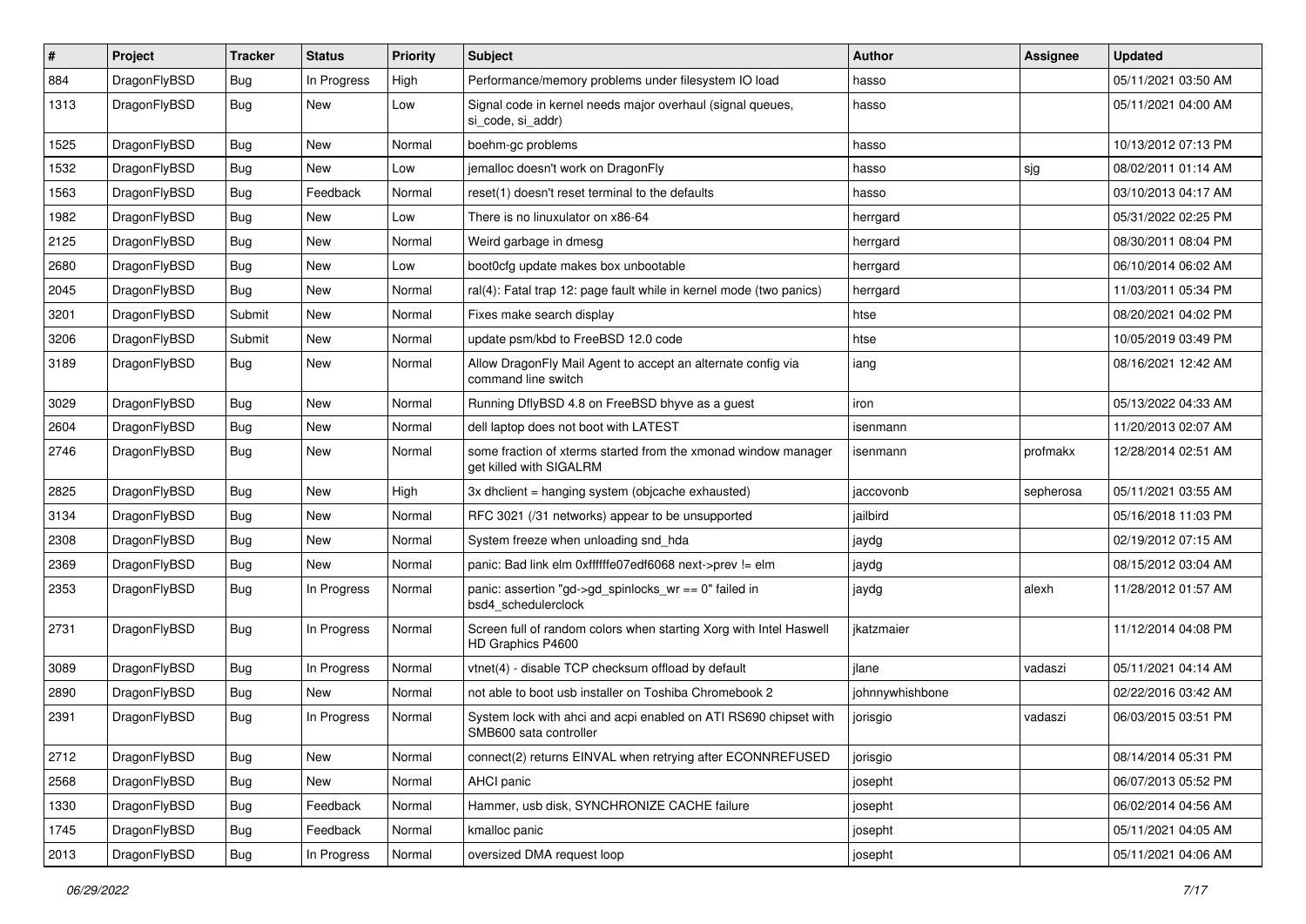| # | Project | Tracker | Status | Priority | Subject | Author | Assignee | Updated |
|---|---|---|---|---|---|---|---|---|
| 884 | DragonFlyBSD | Bug | In Progress | High | Performance/memory problems under filesystem IO load | hasso | | 05/11/2021 03:50 AM |
| 1313 | DragonFlyBSD | Bug | New | Low | Signal code in kernel needs major overhaul (signal queues, si_code, si_addr) | hasso | | 05/11/2021 04:00 AM |
| 1525 | DragonFlyBSD | Bug | New | Normal | boehm-gc problems | hasso | | 10/13/2012 07:13 PM |
| 1532 | DragonFlyBSD | Bug | New | Low | jemalloc doesn't work on DragonFly | hasso | sjg | 08/02/2011 01:14 AM |
| 1563 | DragonFlyBSD | Bug | Feedback | Normal | reset(1) doesn't reset terminal to the defaults | hasso | | 03/10/2013 04:17 AM |
| 1982 | DragonFlyBSD | Bug | New | Low | There is no linuxulator on x86-64 | herrgard | | 05/31/2022 02:25 PM |
| 2125 | DragonFlyBSD | Bug | New | Normal | Weird garbage in dmesg | herrgard | | 08/30/2011 08:04 PM |
| 2680 | DragonFlyBSD | Bug | New | Low | boot0cfg update makes box unbootable | herrgard | | 06/10/2014 06:02 AM |
| 2045 | DragonFlyBSD | Bug | New | Normal | ral(4): Fatal trap 12: page fault while in kernel mode (two panics) | herrgard | | 11/03/2011 05:34 PM |
| 3201 | DragonFlyBSD | Submit | New | Normal | Fixes make search display | htse | | 08/20/2021 04:02 PM |
| 3206 | DragonFlyBSD | Submit | New | Normal | update psm/kbd to FreeBSD 12.0 code | htse | | 10/05/2019 03:49 PM |
| 3189 | DragonFlyBSD | Bug | New | Normal | Allow DragonFly Mail Agent to accept an alternate config via command line switch | iang | | 08/16/2021 12:42 AM |
| 3029 | DragonFlyBSD | Bug | New | Normal | Running DflyBSD 4.8 on FreeBSD bhyve as a guest | iron | | 05/13/2022 04:33 AM |
| 2604 | DragonFlyBSD | Bug | New | Normal | dell laptop does not boot with LATEST | isenmann | | 11/20/2013 02:07 AM |
| 2746 | DragonFlyBSD | Bug | New | Normal | some fraction of xterms started from the xmonad window manager get killed with SIGALRM | isenmann | profmakx | 12/28/2014 02:51 AM |
| 2825 | DragonFlyBSD | Bug | New | High | 3x dhclient = hanging system (objcache exhausted) | jaccovonb | sepherosa | 05/11/2021 03:55 AM |
| 3134 | DragonFlyBSD | Bug | New | Normal | RFC 3021 (/31 networks) appear to be unsupported | jailbird | | 05/16/2018 11:03 PM |
| 2308 | DragonFlyBSD | Bug | New | Normal | System freeze when unloading snd_hda | jaydg | | 02/19/2012 07:15 AM |
| 2369 | DragonFlyBSD | Bug | New | Normal | panic: Bad link elm 0xffffffe07edf6068 next->prev != elm | jaydg | | 08/15/2012 03:04 AM |
| 2353 | DragonFlyBSD | Bug | In Progress | Normal | panic: assertion "gd->gd_spinlocks_wr == 0" failed in bsd4_schedulerclock | jaydg | alexh | 11/28/2012 01:57 AM |
| 2731 | DragonFlyBSD | Bug | In Progress | Normal | Screen full of random colors when starting Xorg with Intel Haswell HD Graphics P4600 | jkatzmaier | | 11/12/2014 04:08 PM |
| 3089 | DragonFlyBSD | Bug | In Progress | Normal | vtnet(4) - disable TCP checksum offload by default | jlane | vadaszi | 05/11/2021 04:14 AM |
| 2890 | DragonFlyBSD | Bug | New | Normal | not able to boot usb installer on Toshiba Chromebook 2 | johnnywhishbone | | 02/22/2016 03:42 AM |
| 2391 | DragonFlyBSD | Bug | In Progress | Normal | System lock with ahci and acpi enabled on ATI RS690 chipset with SMB600 sata controller | jorisgio | vadaszi | 06/03/2015 03:51 PM |
| 2712 | DragonFlyBSD | Bug | New | Normal | connect(2) returns EINVAL when retrying after ECONNREFUSED | jorisgio | | 08/14/2014 05:31 PM |
| 2568 | DragonFlyBSD | Bug | New | Normal | AHCI panic | josepht | | 06/07/2013 05:52 PM |
| 1330 | DragonFlyBSD | Bug | Feedback | Normal | Hammer, usb disk, SYNCHRONIZE CACHE failure | josepht | | 06/02/2014 04:56 AM |
| 1745 | DragonFlyBSD | Bug | Feedback | Normal | kmalloc panic | josepht | | 05/11/2021 04:05 AM |
| 2013 | DragonFlyBSD | Bug | In Progress | Normal | oversized DMA request loop | josepht | | 05/11/2021 04:06 AM |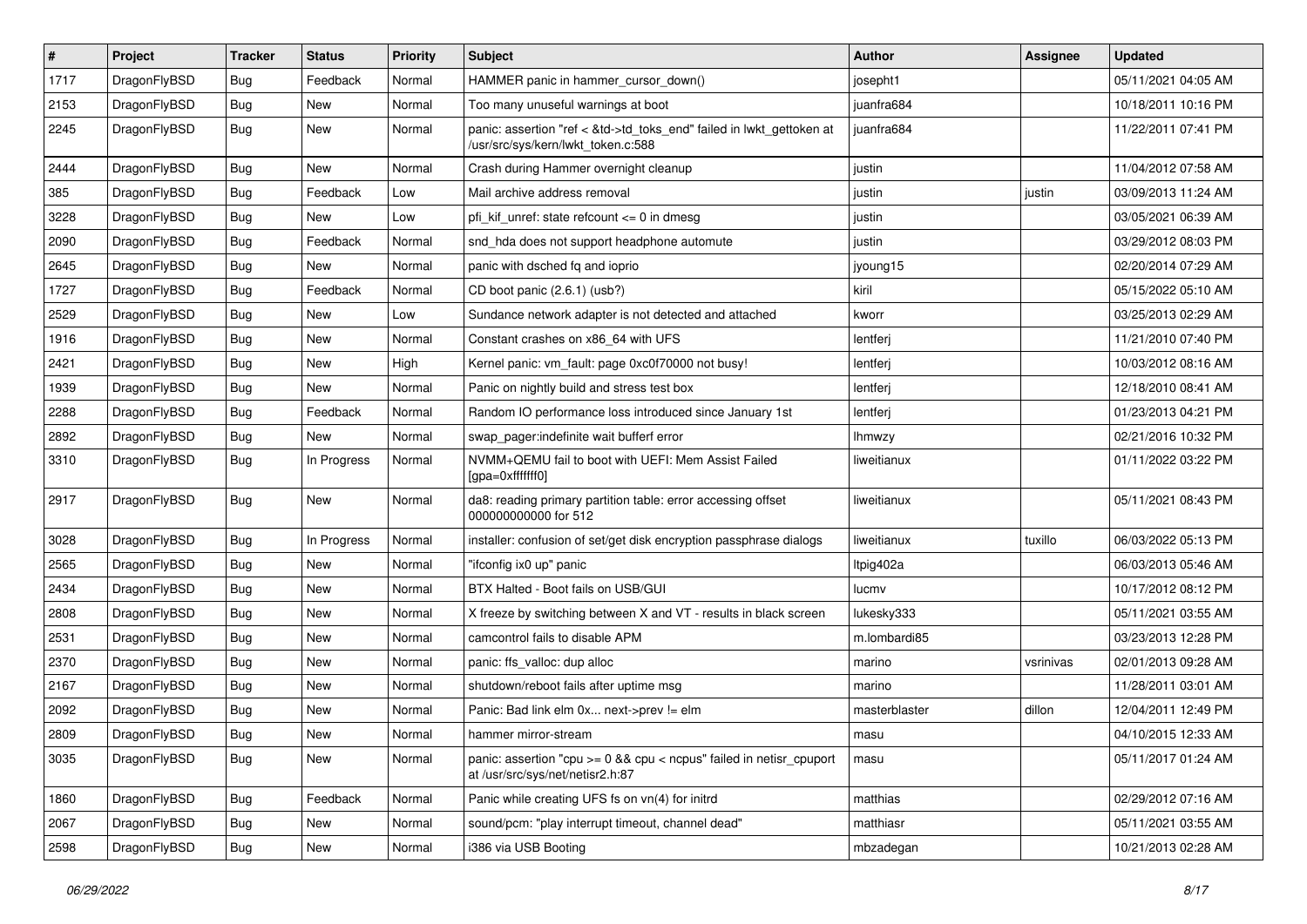| # | Project | Tracker | Status | Priority | Subject | Author | Assignee | Updated |
|---|---|---|---|---|---|---|---|---|
| 1717 | DragonFlyBSD | Bug | Feedback | Normal | HAMMER panic in hammer_cursor_down() | josepht1 | | 05/11/2021 04:05 AM |
| 2153 | DragonFlyBSD | Bug | New | Normal | Too many unuseful warnings at boot | juanfra684 | | 10/18/2011 10:16 PM |
| 2245 | DragonFlyBSD | Bug | New | Normal | panic: assertion "ref < &td->td_toks_end" failed in lwkt_gettoken at /usr/src/sys/kern/lwkt_token.c:588 | juanfra684 | | 11/22/2011 07:41 PM |
| 2444 | DragonFlyBSD | Bug | New | Normal | Crash during Hammer overnight cleanup | justin | | 11/04/2012 07:58 AM |
| 385 | DragonFlyBSD | Bug | Feedback | Low | Mail archive address removal | justin | justin | 03/09/2013 11:24 AM |
| 3228 | DragonFlyBSD | Bug | New | Low | pfi_kif_unref: state refcount <= 0 in dmesg | justin | | 03/05/2021 06:39 AM |
| 2090 | DragonFlyBSD | Bug | Feedback | Normal | snd_hda does not support headphone automute | justin | | 03/29/2012 08:03 PM |
| 2645 | DragonFlyBSD | Bug | New | Normal | panic with dsched fq and ioprio | jyoung15 | | 02/20/2014 07:29 AM |
| 1727 | DragonFlyBSD | Bug | Feedback | Normal | CD boot panic (2.6.1) (usb?) | kiril | | 05/15/2022 05:10 AM |
| 2529 | DragonFlyBSD | Bug | New | Low | Sundance network adapter is not detected and attached | kworr | | 03/25/2013 02:29 AM |
| 1916 | DragonFlyBSD | Bug | New | Normal | Constant crashes on x86_64 with UFS | lentferj | | 11/21/2010 07:40 PM |
| 2421 | DragonFlyBSD | Bug | New | High | Kernel panic: vm_fault: page 0xc0f70000 not busy! | lentferj | | 10/03/2012 08:16 AM |
| 1939 | DragonFlyBSD | Bug | New | Normal | Panic on nightly build and stress test box | lentferj | | 12/18/2010 08:41 AM |
| 2288 | DragonFlyBSD | Bug | Feedback | Normal | Random IO performance loss introduced since January 1st | lentferj | | 01/23/2013 04:21 PM |
| 2892 | DragonFlyBSD | Bug | New | Normal | swap_pager:indefinite wait bufferf error | lhmwzy | | 02/21/2016 10:32 PM |
| 3310 | DragonFlyBSD | Bug | In Progress | Normal | NVMM+QEMU fail to boot with UEFI: Mem Assist Failed [gpa=0xfffffff0] | liweitianux | | 01/11/2022 03:22 PM |
| 2917 | DragonFlyBSD | Bug | New | Normal | da8: reading primary partition table: error accessing offset 000000000000 for 512 | liweitianux | | 05/11/2021 08:43 PM |
| 3028 | DragonFlyBSD | Bug | In Progress | Normal | installer: confusion of set/get disk encryption passphrase dialogs | liweitianux | tuxillo | 06/03/2022 05:13 PM |
| 2565 | DragonFlyBSD | Bug | New | Normal | "ifconfig ix0 up" panic | ltpig402a | | 06/03/2013 05:46 AM |
| 2434 | DragonFlyBSD | Bug | New | Normal | BTX Halted - Boot fails on USB/GUI | lucmv | | 10/17/2012 08:12 PM |
| 2808 | DragonFlyBSD | Bug | New | Normal | X freeze by switching between X and VT - results in black screen | lukesky333 | | 05/11/2021 03:55 AM |
| 2531 | DragonFlyBSD | Bug | New | Normal | camcontrol fails to disable APM | m.lombardi85 | | 03/23/2013 12:28 PM |
| 2370 | DragonFlyBSD | Bug | New | Normal | panic: ffs_valloc: dup alloc | marino | vsrinivas | 02/01/2013 09:28 AM |
| 2167 | DragonFlyBSD | Bug | New | Normal | shutdown/reboot fails after uptime msg | marino | | 11/28/2011 03:01 AM |
| 2092 | DragonFlyBSD | Bug | New | Normal | Panic: Bad link elm 0x... next->prev != elm | masterblaster | dillon | 12/04/2011 12:49 PM |
| 2809 | DragonFlyBSD | Bug | New | Normal | hammer mirror-stream | masu | | 04/10/2015 12:33 AM |
| 3035 | DragonFlyBSD | Bug | New | Normal | panic: assertion "cpu >= 0 && cpu < ncpus" failed in netisr_cpuport at /usr/src/sys/net/netisr2.h:87 | masu | | 05/11/2017 01:24 AM |
| 1860 | DragonFlyBSD | Bug | Feedback | Normal | Panic while creating UFS fs on vn(4) for initrd | matthias | | 02/29/2012 07:16 AM |
| 2067 | DragonFlyBSD | Bug | New | Normal | sound/pcm: "play interrupt timeout, channel dead" | matthiasr | | 05/11/2021 03:55 AM |
| 2598 | DragonFlyBSD | Bug | New | Normal | i386 via USB Booting | mbzadegan | | 10/21/2013 02:28 AM |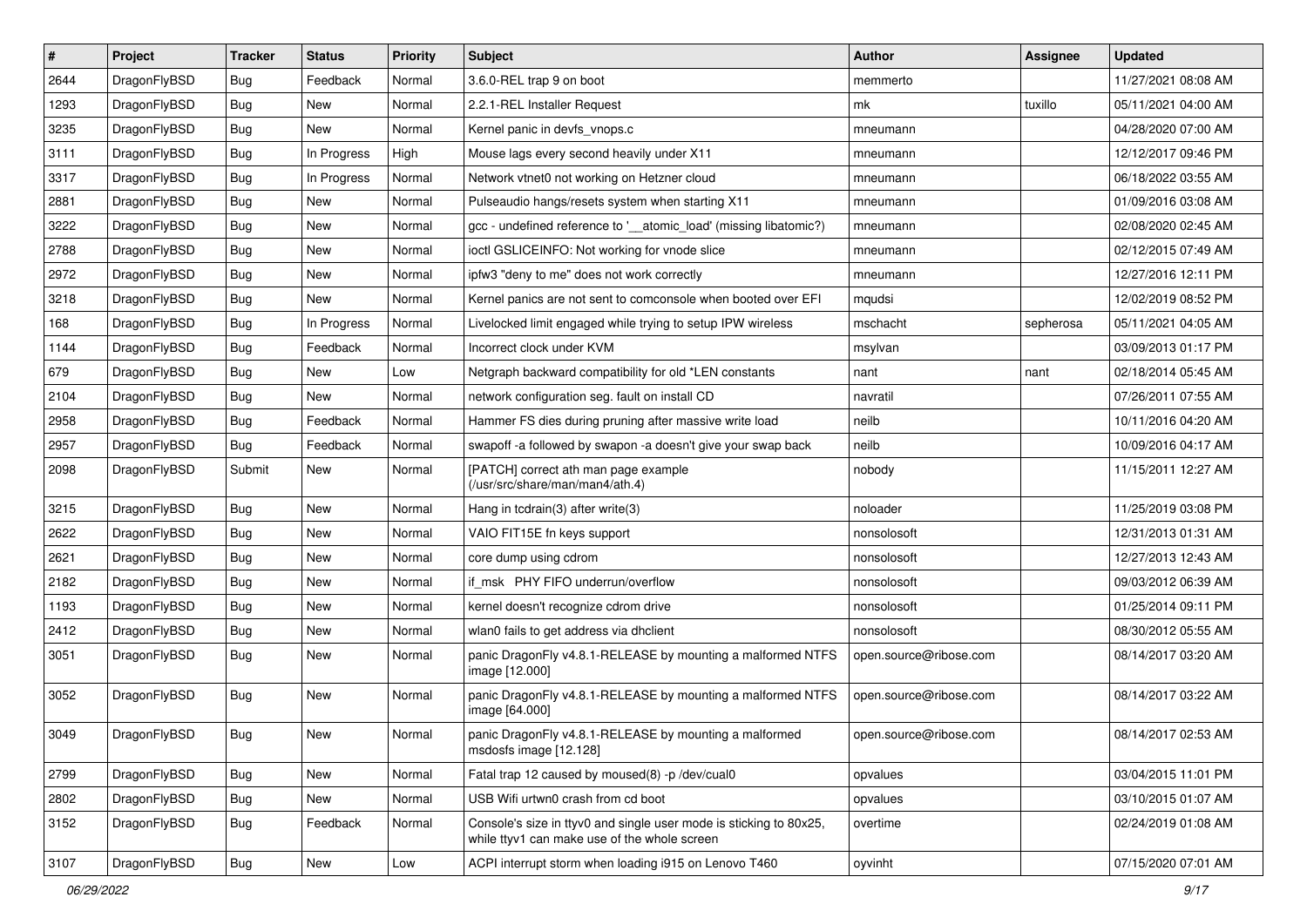| # | Project | Tracker | Status | Priority | Subject | Author | Assignee | Updated |
|---|---|---|---|---|---|---|---|---|
| 2644 | DragonFlyBSD | Bug | Feedback | Normal | 3.6.0-REL trap 9 on boot | memmerto | | 11/27/2021 08:08 AM |
| 1293 | DragonFlyBSD | Bug | New | Normal | 2.2.1-REL Installer Request | mk | tuxillo | 05/11/2021 04:00 AM |
| 3235 | DragonFlyBSD | Bug | New | Normal | Kernel panic in devfs_vnops.c | mneumann | | 04/28/2020 07:00 AM |
| 3111 | DragonFlyBSD | Bug | In Progress | High | Mouse lags every second heavily under X11 | mneumann | | 12/12/2017 09:46 PM |
| 3317 | DragonFlyBSD | Bug | In Progress | Normal | Network vtnet0 not working on Hetzner cloud | mneumann | | 06/18/2022 03:55 AM |
| 2881 | DragonFlyBSD | Bug | New | Normal | Pulseaudio hangs/resets system when starting X11 | mneumann | | 01/09/2016 03:08 AM |
| 3222 | DragonFlyBSD | Bug | New | Normal | gcc - undefined reference to '__atomic_load' (missing libatomic?) | mneumann | | 02/08/2020 02:45 AM |
| 2788 | DragonFlyBSD | Bug | New | Normal | ioctl GSLICEINFO: Not working for vnode slice | mneumann | | 02/12/2015 07:49 AM |
| 2972 | DragonFlyBSD | Bug | New | Normal | ipfw3 "deny to me" does not work correctly | mneumann | | 12/27/2016 12:11 PM |
| 3218 | DragonFlyBSD | Bug | New | Normal | Kernel panics are not sent to comconsole when booted over EFI | mqudsi | | 12/02/2019 08:52 PM |
| 168 | DragonFlyBSD | Bug | In Progress | Normal | Livelocked limit engaged while trying to setup IPW wireless | mschacht | sepherosa | 05/11/2021 04:05 AM |
| 1144 | DragonFlyBSD | Bug | Feedback | Normal | Incorrect clock under KVM | msylvan | | 03/09/2013 01:17 PM |
| 679 | DragonFlyBSD | Bug | New | Low | Netgraph backward compatibility for old *LEN constants | nant | nant | 02/18/2014 05:45 AM |
| 2104 | DragonFlyBSD | Bug | New | Normal | network configuration seg. fault on install CD | navratil | | 07/26/2011 07:55 AM |
| 2958 | DragonFlyBSD | Bug | Feedback | Normal | Hammer FS dies during pruning after massive write load | neilb | | 10/11/2016 04:20 AM |
| 2957 | DragonFlyBSD | Bug | Feedback | Normal | swapoff -a followed by swapon -a doesn't give your swap back | neilb | | 10/09/2016 04:17 AM |
| 2098 | DragonFlyBSD | Submit | New | Normal | [PATCH] correct ath man page example (/usr/src/share/man/man4/ath.4) | nobody | | 11/15/2011 12:27 AM |
| 3215 | DragonFlyBSD | Bug | New | Normal | Hang in tcdrain(3) after write(3) | noloader | | 11/25/2019 03:08 PM |
| 2622 | DragonFlyBSD | Bug | New | Normal | VAIO FIT15E fn keys support | nonsolosoft | | 12/31/2013 01:31 AM |
| 2621 | DragonFlyBSD | Bug | New | Normal | core dump using cdrom | nonsolosoft | | 12/27/2013 12:43 AM |
| 2182 | DragonFlyBSD | Bug | New | Normal | if_msk PHY FIFO underrun/overflow | nonsolosoft | | 09/03/2012 06:39 AM |
| 1193 | DragonFlyBSD | Bug | New | Normal | kernel doesn't recognize cdrom drive | nonsolosoft | | 01/25/2014 09:11 PM |
| 2412 | DragonFlyBSD | Bug | New | Normal | wlan0 fails to get address via dhclient | nonsolosoft | | 08/30/2012 05:55 AM |
| 3051 | DragonFlyBSD | Bug | New | Normal | panic DragonFly v4.8.1-RELEASE by mounting a malformed NTFS image [12.000] | open.source@ribose.com | | 08/14/2017 03:20 AM |
| 3052 | DragonFlyBSD | Bug | New | Normal | panic DragonFly v4.8.1-RELEASE by mounting a malformed NTFS image [64.000] | open.source@ribose.com | | 08/14/2017 03:22 AM |
| 3049 | DragonFlyBSD | Bug | New | Normal | panic DragonFly v4.8.1-RELEASE by mounting a malformed msdosfs image [12.128] | open.source@ribose.com | | 08/14/2017 02:53 AM |
| 2799 | DragonFlyBSD | Bug | New | Normal | Fatal trap 12 caused by moused(8) -p /dev/cual0 | opvalues | | 03/04/2015 11:01 PM |
| 2802 | DragonFlyBSD | Bug | New | Normal | USB Wifi urtwn0 crash from cd boot | opvalues | | 03/10/2015 01:07 AM |
| 3152 | DragonFlyBSD | Bug | Feedback | Normal | Console's size in ttyv0 and single user mode is sticking to 80x25, while ttyv1 can make use of the whole screen | overtime | | 02/24/2019 01:08 AM |
| 3107 | DragonFlyBSD | Bug | New | Low | ACPI interrupt storm when loading i915 on Lenovo T460 | oyvinht | | 07/15/2020 07:01 AM |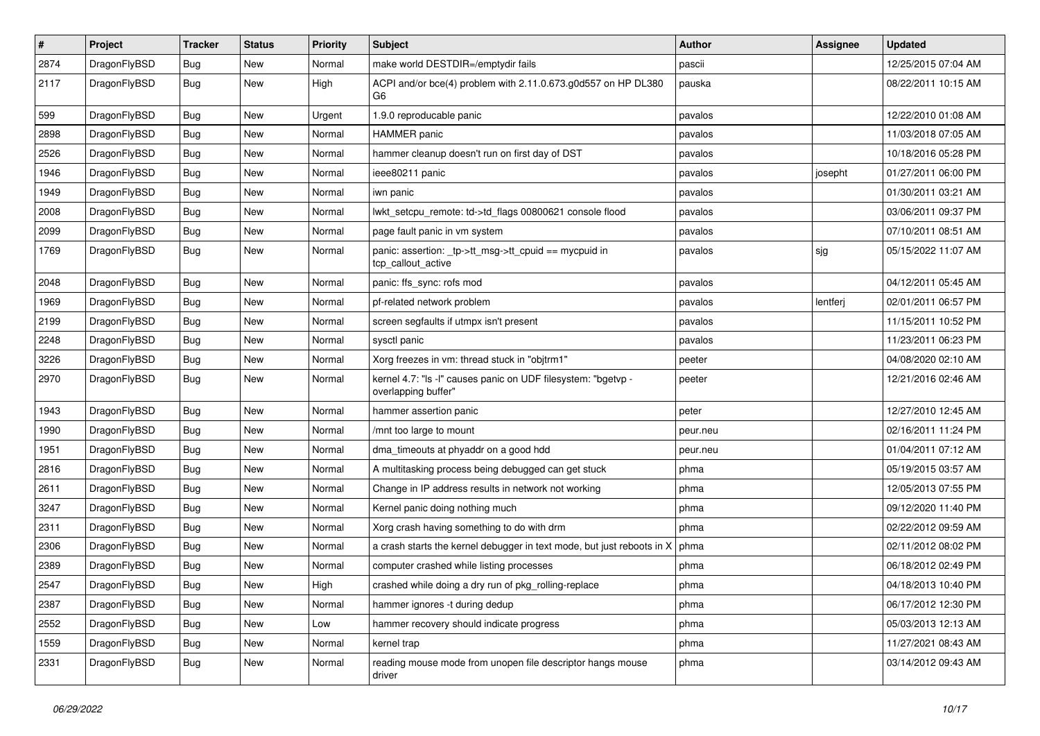| # | Project | Tracker | Status | Priority | Subject | Author | Assignee | Updated |
|---|---|---|---|---|---|---|---|---|
| 2874 | DragonFlyBSD | Bug | New | Normal | make world DESTDIR=/emptydir fails | pascii | | 12/25/2015 07:04 AM |
| 2117 | DragonFlyBSD | Bug | New | High | ACPI and/or bce(4) problem with 2.11.0.673.g0d557 on HP DL380 G6 | pauska | | 08/22/2011 10:15 AM |
| 599 | DragonFlyBSD | Bug | New | Urgent | 1.9.0 reproducable panic | pavalos | | 12/22/2010 01:08 AM |
| 2898 | DragonFlyBSD | Bug | New | Normal | HAMMER panic | pavalos | | 11/03/2018 07:05 AM |
| 2526 | DragonFlyBSD | Bug | New | Normal | hammer cleanup doesn't run on first day of DST | pavalos | | 10/18/2016 05:28 PM |
| 1946 | DragonFlyBSD | Bug | New | Normal | ieee80211 panic | pavalos | josepht | 01/27/2011 06:00 PM |
| 1949 | DragonFlyBSD | Bug | New | Normal | iwn panic | pavalos | | 01/30/2011 03:21 AM |
| 2008 | DragonFlyBSD | Bug | New | Normal | lwkt_setcpu_remote: td->td_flags 00800621 console flood | pavalos | | 03/06/2011 09:37 PM |
| 2099 | DragonFlyBSD | Bug | New | Normal | page fault panic in vm system | pavalos | | 07/10/2011 08:51 AM |
| 1769 | DragonFlyBSD | Bug | New | Normal | panic: assertion: _tp->tt_msg->tt_cpuid == mycpuid in tcp_callout_active | pavalos | sjg | 05/15/2022 11:07 AM |
| 2048 | DragonFlyBSD | Bug | New | Normal | panic: ffs_sync: rofs mod | pavalos | | 04/12/2011 05:45 AM |
| 1969 | DragonFlyBSD | Bug | New | Normal | pf-related network problem | pavalos | lentferj | 02/01/2011 06:57 PM |
| 2199 | DragonFlyBSD | Bug | New | Normal | screen segfaults if utmpx isn't present | pavalos | | 11/15/2011 10:52 PM |
| 2248 | DragonFlyBSD | Bug | New | Normal | sysctl panic | pavalos | | 11/23/2011 06:23 PM |
| 3226 | DragonFlyBSD | Bug | New | Normal | Xorg freezes in vm: thread stuck in "objtrm1" | peeter | | 04/08/2020 02:10 AM |
| 2970 | DragonFlyBSD | Bug | New | Normal | kernel 4.7: "ls -l" causes panic on UDF filesystem: "bgetvp - overlapping buffer" | peeter | | 12/21/2016 02:46 AM |
| 1943 | DragonFlyBSD | Bug | New | Normal | hammer assertion panic | peter | | 12/27/2010 12:45 AM |
| 1990 | DragonFlyBSD | Bug | New | Normal | /mnt too large to mount | peur.neu | | 02/16/2011 11:24 PM |
| 1951 | DragonFlyBSD | Bug | New | Normal | dma_timeouts at phyaddr on a good hdd | peur.neu | | 01/04/2011 07:12 AM |
| 2816 | DragonFlyBSD | Bug | New | Normal | A multitasking process being debugged can get stuck | phma | | 05/19/2015 03:57 AM |
| 2611 | DragonFlyBSD | Bug | New | Normal | Change in IP address results in network not working | phma | | 12/05/2013 07:55 PM |
| 3247 | DragonFlyBSD | Bug | New | Normal | Kernel panic doing nothing much | phma | | 09/12/2020 11:40 PM |
| 2311 | DragonFlyBSD | Bug | New | Normal | Xorg crash having something to do with drm | phma | | 02/22/2012 09:59 AM |
| 2306 | DragonFlyBSD | Bug | New | Normal | a crash starts the kernel debugger in text mode, but just reboots in X | phma | | 02/11/2012 08:02 PM |
| 2389 | DragonFlyBSD | Bug | New | Normal | computer crashed while listing processes | phma | | 06/18/2012 02:49 PM |
| 2547 | DragonFlyBSD | Bug | New | High | crashed while doing a dry run of pkg_rolling-replace | phma | | 04/18/2013 10:40 PM |
| 2387 | DragonFlyBSD | Bug | New | Normal | hammer ignores -t during dedup | phma | | 06/17/2012 12:30 PM |
| 2552 | DragonFlyBSD | Bug | New | Low | hammer recovery should indicate progress | phma | | 05/03/2013 12:13 AM |
| 1559 | DragonFlyBSD | Bug | New | Normal | kernel trap | phma | | 11/27/2021 08:43 AM |
| 2331 | DragonFlyBSD | Bug | New | Normal | reading mouse mode from unopen file descriptor hangs mouse driver | phma | | 03/14/2012 09:43 AM |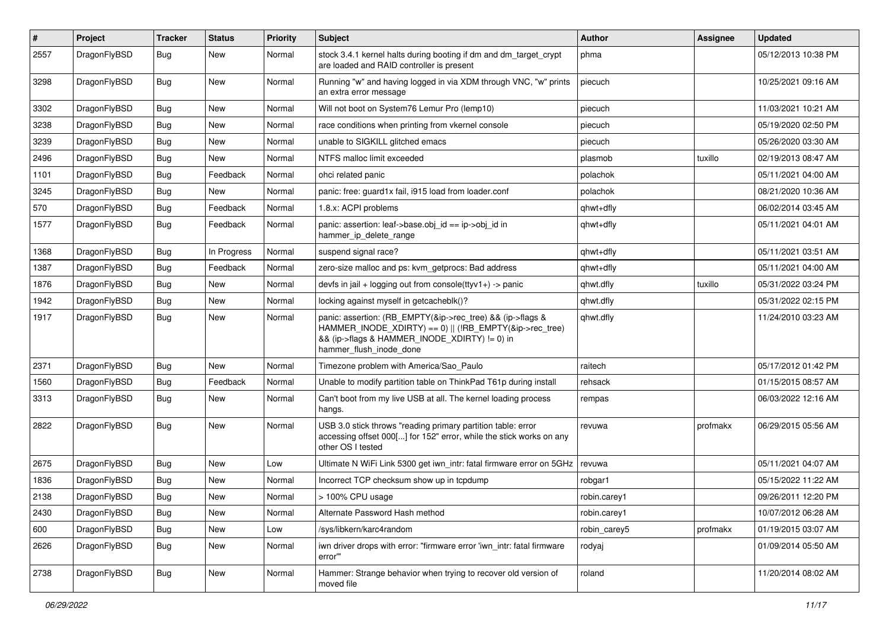| # | Project | Tracker | Status | Priority | Subject | Author | Assignee | Updated |
|---|---|---|---|---|---|---|---|---|
| 2557 | DragonFlyBSD | Bug | New | Normal | stock 3.4.1 kernel halts during booting if dm and dm_target_crypt are loaded and RAID controller is present | phma | | 05/12/2013 10:38 PM |
| 3298 | DragonFlyBSD | Bug | New | Normal | Running "w" and having logged in via XDM through VNC, "w" prints an extra error message | piecuch | | 10/25/2021 09:16 AM |
| 3302 | DragonFlyBSD | Bug | New | Normal | Will not boot on System76 Lemur Pro (lemp10) | piecuch | | 11/03/2021 10:21 AM |
| 3238 | DragonFlyBSD | Bug | New | Normal | race conditions when printing from vkernel console | piecuch | | 05/19/2020 02:50 PM |
| 3239 | DragonFlyBSD | Bug | New | Normal | unable to SIGKILL glitched emacs | piecuch | | 05/26/2020 03:30 AM |
| 2496 | DragonFlyBSD | Bug | New | Normal | NTFS malloc limit exceeded | plasmob | tuxillo | 02/19/2013 08:47 AM |
| 1101 | DragonFlyBSD | Bug | Feedback | Normal | ohci related panic | polachok | | 05/11/2021 04:00 AM |
| 3245 | DragonFlyBSD | Bug | New | Normal | panic: free: guard1x fail, i915 load from loader.conf | polachok | | 08/21/2020 10:36 AM |
| 570 | DragonFlyBSD | Bug | Feedback | Normal | 1.8.x: ACPI problems | qhwt+dfly | | 06/02/2014 03:45 AM |
| 1577 | DragonFlyBSD | Bug | Feedback | Normal | panic: assertion: leaf->base.obj_id == ip->obj_id in hammer_ip_delete_range | qhwt+dfly | | 05/11/2021 04:01 AM |
| 1368 | DragonFlyBSD | Bug | In Progress | Normal | suspend signal race? | qhwt+dfly | | 05/11/2021 03:51 AM |
| 1387 | DragonFlyBSD | Bug | Feedback | Normal | zero-size malloc and ps: kvm_getprocs: Bad address | qhwt+dfly | | 05/11/2021 04:00 AM |
| 1876 | DragonFlyBSD | Bug | New | Normal | devfs in jail + logging out from console(ttyv1+) -> panic | qhwt.dfly | tuxillo | 05/31/2022 03:24 PM |
| 1942 | DragonFlyBSD | Bug | New | Normal | locking against myself in getcacheblk()? | qhwt.dfly | | 05/31/2022 02:15 PM |
| 1917 | DragonFlyBSD | Bug | New | Normal | panic: assertion: (RB_EMPTY(&ip->rec_tree) && (ip->flags & HAMMER_INODE_XDIRTY) == 0) \|\| (!RB_EMPTY(&ip->rec_tree) && (ip->flags & HAMMER_INODE_XDIRTY) != 0) in hammer_flush_inode_done | qhwt.dfly | | 11/24/2010 03:23 AM |
| 2371 | DragonFlyBSD | Bug | New | Normal | Timezone problem with America/Sao_Paulo | raitech | | 05/17/2012 01:42 PM |
| 1560 | DragonFlyBSD | Bug | Feedback | Normal | Unable to modify partition table on ThinkPad T61p during install | rehsack | | 01/15/2015 08:57 AM |
| 3313 | DragonFlyBSD | Bug | New | Normal | Can't boot from my live USB at all. The kernel loading process hangs. | rempas | | 06/03/2022 12:16 AM |
| 2822 | DragonFlyBSD | Bug | New | Normal | USB 3.0 stick throws "reading primary partition table: error accessing offset 000[...] for 152" error, while the stick works on any other OS I tested | revuwa | profmakx | 06/29/2015 05:56 AM |
| 2675 | DragonFlyBSD | Bug | New | Low | Ultimate N WiFi Link 5300 get iwn_intr: fatal firmware error on 5GHz | revuwa | | 05/11/2021 04:07 AM |
| 1836 | DragonFlyBSD | Bug | New | Normal | Incorrect TCP checksum show up in tcpdump | robgar1 | | 05/15/2022 11:22 AM |
| 2138 | DragonFlyBSD | Bug | New | Normal | > 100% CPU usage | robin.carey1 | | 09/26/2011 12:20 PM |
| 2430 | DragonFlyBSD | Bug | New | Normal | Alternate Password Hash method | robin.carey1 | | 10/07/2012 06:28 AM |
| 600 | DragonFlyBSD | Bug | New | Low | /sys/libkern/karc4random | robin_carey5 | profmakx | 01/19/2015 03:07 AM |
| 2626 | DragonFlyBSD | Bug | New | Normal | iwn driver drops with error: "firmware error 'iwn_intr: fatal firmware error'" | rodyaj | | 01/09/2014 05:50 AM |
| 2738 | DragonFlyBSD | Bug | New | Normal | Hammer: Strange behavior when trying to recover old version of moved file | roland | | 11/20/2014 08:02 AM |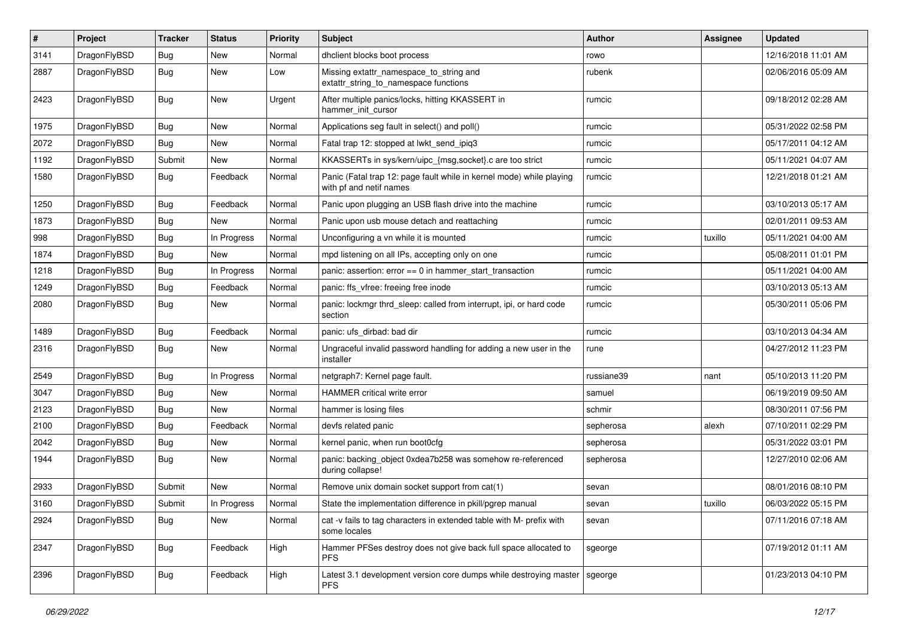| # | Project | Tracker | Status | Priority | Subject | Author | Assignee | Updated |
|---|---|---|---|---|---|---|---|---|
| 3141 | DragonFlyBSD | Bug | New | Normal | dhclient blocks boot process | rowo | | 12/16/2018 11:01 AM |
| 2887 | DragonFlyBSD | Bug | New | Low | Missing extattr_namespace_to_string and extattr_string_to_namespace functions | rubenk | | 02/06/2016 05:09 AM |
| 2423 | DragonFlyBSD | Bug | New | Urgent | After multiple panics/locks, hitting KKASSERT in hammer_init_cursor | rumcic | | 09/18/2012 02:28 AM |
| 1975 | DragonFlyBSD | Bug | New | Normal | Applications seg fault in select() and poll() | rumcic | | 05/31/2022 02:58 PM |
| 2072 | DragonFlyBSD | Bug | New | Normal | Fatal trap 12: stopped at lwkt_send_ipiq3 | rumcic | | 05/17/2011 04:12 AM |
| 1192 | DragonFlyBSD | Submit | New | Normal | KKASSERTs in sys/kern/uipc_{msg,socket}.c are too strict | rumcic | | 05/11/2021 04:07 AM |
| 1580 | DragonFlyBSD | Bug | Feedback | Normal | Panic (Fatal trap 12: page fault while in kernel mode) while playing with pf and netif names | rumcic | | 12/21/2018 01:21 AM |
| 1250 | DragonFlyBSD | Bug | Feedback | Normal | Panic upon plugging an USB flash drive into the machine | rumcic | | 03/10/2013 05:17 AM |
| 1873 | DragonFlyBSD | Bug | New | Normal | Panic upon usb mouse detach and reattaching | rumcic | | 02/01/2011 09:53 AM |
| 998 | DragonFlyBSD | Bug | In Progress | Normal | Unconfiguring a vn while it is mounted | rumcic | tuxillo | 05/11/2021 04:00 AM |
| 1874 | DragonFlyBSD | Bug | New | Normal | mpd listening on all IPs, accepting only on one | rumcic | | 05/08/2011 01:01 PM |
| 1218 | DragonFlyBSD | Bug | In Progress | Normal | panic: assertion: error == 0 in hammer_start_transaction | rumcic | | 05/11/2021 04:00 AM |
| 1249 | DragonFlyBSD | Bug | Feedback | Normal | panic: ffs_vfree: freeing free inode | rumcic | | 03/10/2013 05:13 AM |
| 2080 | DragonFlyBSD | Bug | New | Normal | panic: lockmgr thrd_sleep: called from interrupt, ipi, or hard code section | rumcic | | 05/30/2011 05:06 PM |
| 1489 | DragonFlyBSD | Bug | Feedback | Normal | panic: ufs_dirbad: bad dir | rumcic | | 03/10/2013 04:34 AM |
| 2316 | DragonFlyBSD | Bug | New | Normal | Ungraceful invalid password handling for adding a new user in the installer | rune | | 04/27/2012 11:23 PM |
| 2549 | DragonFlyBSD | Bug | In Progress | Normal | netgraph7: Kernel page fault. | russiane39 | nant | 05/10/2013 11:20 PM |
| 3047 | DragonFlyBSD | Bug | New | Normal | HAMMER critical write error | samuel | | 06/19/2019 09:50 AM |
| 2123 | DragonFlyBSD | Bug | New | Normal | hammer is losing files | schmir | | 08/30/2011 07:56 PM |
| 2100 | DragonFlyBSD | Bug | Feedback | Normal | devfs related panic | sepherosa | alexh | 07/10/2011 02:29 PM |
| 2042 | DragonFlyBSD | Bug | New | Normal | kernel panic, when run boot0cfg | sepherosa | | 05/31/2022 03:01 PM |
| 1944 | DragonFlyBSD | Bug | New | Normal | panic: backing_object 0xdea7b258 was somehow re-referenced during collapse! | sepherosa | | 12/27/2010 02:06 AM |
| 2933 | DragonFlyBSD | Submit | New | Normal | Remove unix domain socket support from cat(1) | sevan | | 08/01/2016 08:10 PM |
| 3160 | DragonFlyBSD | Submit | In Progress | Normal | State the implementation difference in pkill/pgrep manual | sevan | tuxillo | 06/03/2022 05:15 PM |
| 2924 | DragonFlyBSD | Bug | New | Normal | cat -v fails to tag characters in extended table with M- prefix with some locales | sevan | | 07/11/2016 07:18 AM |
| 2347 | DragonFlyBSD | Bug | Feedback | High | Hammer PFSes destroy does not give back full space allocated to PFS | sgeorge | | 07/19/2012 01:11 AM |
| 2396 | DragonFlyBSD | Bug | Feedback | High | Latest 3.1 development version core dumps while destroying master PFS | sgeorge | | 01/23/2013 04:10 PM |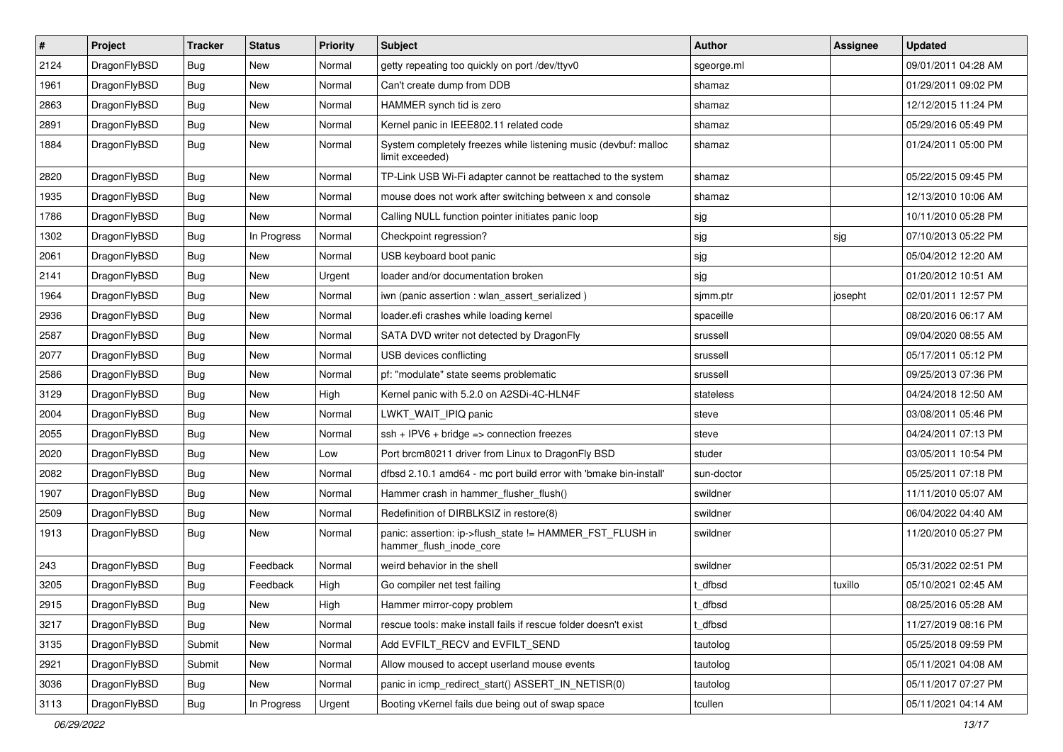| # | Project | Tracker | Status | Priority | Subject | Author | Assignee | Updated |
|---|---|---|---|---|---|---|---|---|
| 2124 | DragonFlyBSD | Bug | New | Normal | getty repeating too quickly on port /dev/ttyv0 | sgeorge.ml | | 09/01/2011 04:28 AM |
| 1961 | DragonFlyBSD | Bug | New | Normal | Can't create dump from DDB | shamaz | | 01/29/2011 09:02 PM |
| 2863 | DragonFlyBSD | Bug | New | Normal | HAMMER synch tid is zero | shamaz | | 12/12/2015 11:24 PM |
| 2891 | DragonFlyBSD | Bug | New | Normal | Kernel panic in IEEE802.11 related code | shamaz | | 05/29/2016 05:49 PM |
| 1884 | DragonFlyBSD | Bug | New | Normal | System completely freezes while listening music (devbuf: malloc limit exceeded) | shamaz | | 01/24/2011 05:00 PM |
| 2820 | DragonFlyBSD | Bug | New | Normal | TP-Link USB Wi-Fi adapter cannot be reattached to the system | shamaz | | 05/22/2015 09:45 PM |
| 1935 | DragonFlyBSD | Bug | New | Normal | mouse does not work after switching between x and console | shamaz | | 12/13/2010 10:06 AM |
| 1786 | DragonFlyBSD | Bug | New | Normal | Calling NULL function pointer initiates panic loop | sjg | | 10/11/2010 05:28 PM |
| 1302 | DragonFlyBSD | Bug | In Progress | Normal | Checkpoint regression? | sjg | sjg | 07/10/2013 05:22 PM |
| 2061 | DragonFlyBSD | Bug | New | Normal | USB keyboard boot panic | sjg | | 05/04/2012 12:20 AM |
| 2141 | DragonFlyBSD | Bug | New | Urgent | loader and/or documentation broken | sjg | | 01/20/2012 10:51 AM |
| 1964 | DragonFlyBSD | Bug | New | Normal | iwn (panic assertion : wlan_assert_serialized ) | sjmm.ptr | josepht | 02/01/2011 12:57 PM |
| 2936 | DragonFlyBSD | Bug | New | Normal | loader.efi crashes while loading kernel | spaceille | | 08/20/2016 06:17 AM |
| 2587 | DragonFlyBSD | Bug | New | Normal | SATA DVD writer not detected by DragonFly | srussell | | 09/04/2020 08:55 AM |
| 2077 | DragonFlyBSD | Bug | New | Normal | USB devices conflicting | srussell | | 05/17/2011 05:12 PM |
| 2586 | DragonFlyBSD | Bug | New | Normal | pf: "modulate" state seems problematic | srussell | | 09/25/2013 07:36 PM |
| 3129 | DragonFlyBSD | Bug | New | High | Kernel panic with 5.2.0 on A2SDi-4C-HLN4F | stateless | | 04/24/2018 12:50 AM |
| 2004 | DragonFlyBSD | Bug | New | Normal | LWKT_WAIT_IPIQ panic | steve | | 03/08/2011 05:46 PM |
| 2055 | DragonFlyBSD | Bug | New | Normal | ssh + IPV6 + bridge => connection freezes | steve | | 04/24/2011 07:13 PM |
| 2020 | DragonFlyBSD | Bug | New | Low | Port brcm80211 driver from Linux to DragonFly BSD | studer | | 03/05/2011 10:54 PM |
| 2082 | DragonFlyBSD | Bug | New | Normal | dfbsd 2.10.1 amd64 - mc port build error with 'bmake bin-install' | sun-doctor | | 05/25/2011 07:18 PM |
| 1907 | DragonFlyBSD | Bug | New | Normal | Hammer crash in hammer_flusher_flush() | swildner | | 11/11/2010 05:07 AM |
| 2509 | DragonFlyBSD | Bug | New | Normal | Redefinition of DIRBLKSIZ in restore(8) | swildner | | 06/04/2022 04:40 AM |
| 1913 | DragonFlyBSD | Bug | New | Normal | panic: assertion: ip->flush_state != HAMMER_FST_FLUSH in hammer_flush_inode_core | swildner | | 11/20/2010 05:27 PM |
| 243 | DragonFlyBSD | Bug | Feedback | Normal | weird behavior in the shell | swildner | | 05/31/2022 02:51 PM |
| 3205 | DragonFlyBSD | Bug | Feedback | High | Go compiler net test failing | t_dfbsd | tuxillo | 05/10/2021 02:45 AM |
| 2915 | DragonFlyBSD | Bug | New | High | Hammer mirror-copy problem | t_dfbsd | | 08/25/2016 05:28 AM |
| 3217 | DragonFlyBSD | Bug | New | Normal | rescue tools: make install fails if rescue folder doesn't exist | t_dfbsd | | 11/27/2019 08:16 PM |
| 3135 | DragonFlyBSD | Submit | New | Normal | Add EVFILT_RECV and EVFILT_SEND | tautolog | | 05/25/2018 09:59 PM |
| 2921 | DragonFlyBSD | Submit | New | Normal | Allow moused to accept userland mouse events | tautolog | | 05/11/2021 04:08 AM |
| 3036 | DragonFlyBSD | Bug | New | Normal | panic in icmp_redirect_start() ASSERT_IN_NETISR(0) | tautolog | | 05/11/2017 07:27 PM |
| 3113 | DragonFlyBSD | Bug | In Progress | Urgent | Booting vKernel fails due being out of swap space | tcullen | | 05/11/2021 04:14 AM |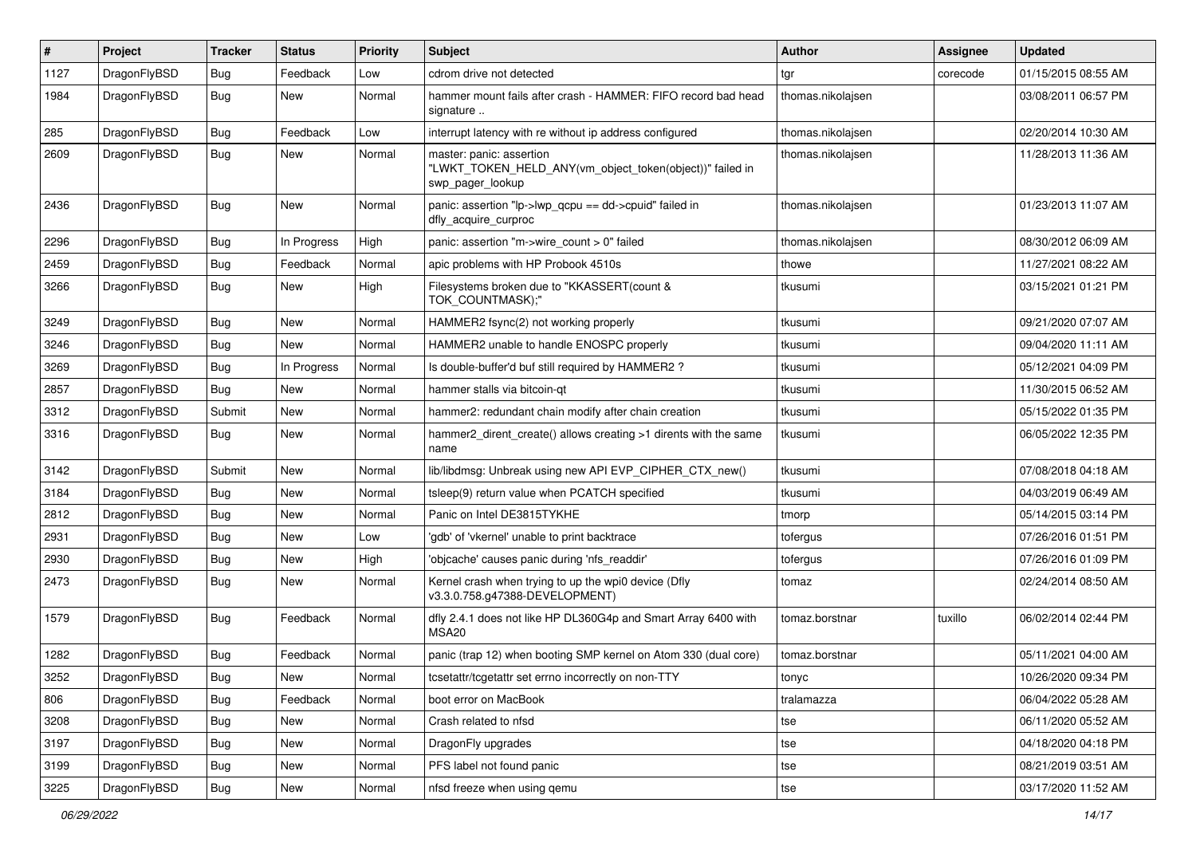| # | Project | Tracker | Status | Priority | Subject | Author | Assignee | Updated |
|---|---|---|---|---|---|---|---|---|
| 1127 | DragonFlyBSD | Bug | Feedback | Low | cdrom drive not detected | tgr | corecode | 01/15/2015 08:55 AM |
| 1984 | DragonFlyBSD | Bug | New | Normal | hammer mount fails after crash - HAMMER: FIFO record bad head signature .. | thomas.nikolajsen | | 03/08/2011 06:57 PM |
| 285 | DragonFlyBSD | Bug | Feedback | Low | interrupt latency with re without ip address configured | thomas.nikolajsen | | 02/20/2014 10:30 AM |
| 2609 | DragonFlyBSD | Bug | New | Normal | master: panic: assertion "LWKT_TOKEN_HELD_ANY(vm_object_token(object))" failed in swp_pager_lookup | thomas.nikolajsen | | 11/28/2013 11:36 AM |
| 2436 | DragonFlyBSD | Bug | New | Normal | panic: assertion "lp->lwp_qcpu == dd->cpuid" failed in dfly_acquire_curproc | thomas.nikolajsen | | 01/23/2013 11:07 AM |
| 2296 | DragonFlyBSD | Bug | In Progress | High | panic: assertion "m->wire_count > 0" failed | thomas.nikolajsen | | 08/30/2012 06:09 AM |
| 2459 | DragonFlyBSD | Bug | Feedback | Normal | apic problems with HP Probook 4510s | thowe | | 11/27/2021 08:22 AM |
| 3266 | DragonFlyBSD | Bug | New | High | Filesystems broken due to "KKASSERT(count & TOK_COUNTMASK);" | tkusumi | | 03/15/2021 01:21 PM |
| 3249 | DragonFlyBSD | Bug | New | Normal | HAMMER2 fsync(2) not working properly | tkusumi | | 09/21/2020 07:07 AM |
| 3246 | DragonFlyBSD | Bug | New | Normal | HAMMER2 unable to handle ENOSPC properly | tkusumi | | 09/04/2020 11:11 AM |
| 3269 | DragonFlyBSD | Bug | In Progress | Normal | Is double-buffer'd buf still required by HAMMER2 ? | tkusumi | | 05/12/2021 04:09 PM |
| 2857 | DragonFlyBSD | Bug | New | Normal | hammer stalls via bitcoin-qt | tkusumi | | 11/30/2015 06:52 AM |
| 3312 | DragonFlyBSD | Submit | New | Normal | hammer2: redundant chain modify after chain creation | tkusumi | | 05/15/2022 01:35 PM |
| 3316 | DragonFlyBSD | Bug | New | Normal | hammer2_dirent_create() allows creating >1 dirents with the same name | tkusumi | | 06/05/2022 12:35 PM |
| 3142 | DragonFlyBSD | Submit | New | Normal | lib/libdmsg: Unbreak using new API EVP_CIPHER_CTX_new() | tkusumi | | 07/08/2018 04:18 AM |
| 3184 | DragonFlyBSD | Bug | New | Normal | tsleep(9) return value when PCATCH specified | tkusumi | | 04/03/2019 06:49 AM |
| 2812 | DragonFlyBSD | Bug | New | Normal | Panic on Intel DE3815TYKHE | tmorp | | 05/14/2015 03:14 PM |
| 2931 | DragonFlyBSD | Bug | New | Low | 'gdb' of 'vkernel' unable to print backtrace | tofergus | | 07/26/2016 01:51 PM |
| 2930 | DragonFlyBSD | Bug | New | High | 'objcache' causes panic during 'nfs_readdir' | tofergus | | 07/26/2016 01:09 PM |
| 2473 | DragonFlyBSD | Bug | New | Normal | Kernel crash when trying to up the wpi0 device (Dfly v3.3.0.758.g47388-DEVELOPMENT) | tomaz | | 02/24/2014 08:50 AM |
| 1579 | DragonFlyBSD | Bug | Feedback | Normal | dfly 2.4.1 does not like HP DL360G4p and Smart Array 6400 with MSA20 | tomaz.borstnar | tuxillo | 06/02/2014 02:44 PM |
| 1282 | DragonFlyBSD | Bug | Feedback | Normal | panic (trap 12) when booting SMP kernel on Atom 330 (dual core) | tomaz.borstnar | | 05/11/2021 04:00 AM |
| 3252 | DragonFlyBSD | Bug | New | Normal | tcsetattr/tcgetattr set errno incorrectly on non-TTY | tonyc | | 10/26/2020 09:34 PM |
| 806 | DragonFlyBSD | Bug | Feedback | Normal | boot error on MacBook | tralamazza | | 06/04/2022 05:28 AM |
| 3208 | DragonFlyBSD | Bug | New | Normal | Crash related to nfsd | tse | | 06/11/2020 05:52 AM |
| 3197 | DragonFlyBSD | Bug | New | Normal | DragonFly upgrades | tse | | 04/18/2020 04:18 PM |
| 3199 | DragonFlyBSD | Bug | New | Normal | PFS label not found panic | tse | | 08/21/2019 03:51 AM |
| 3225 | DragonFlyBSD | Bug | New | Normal | nfsd freeze when using qemu | tse | | 03/17/2020 11:52 AM |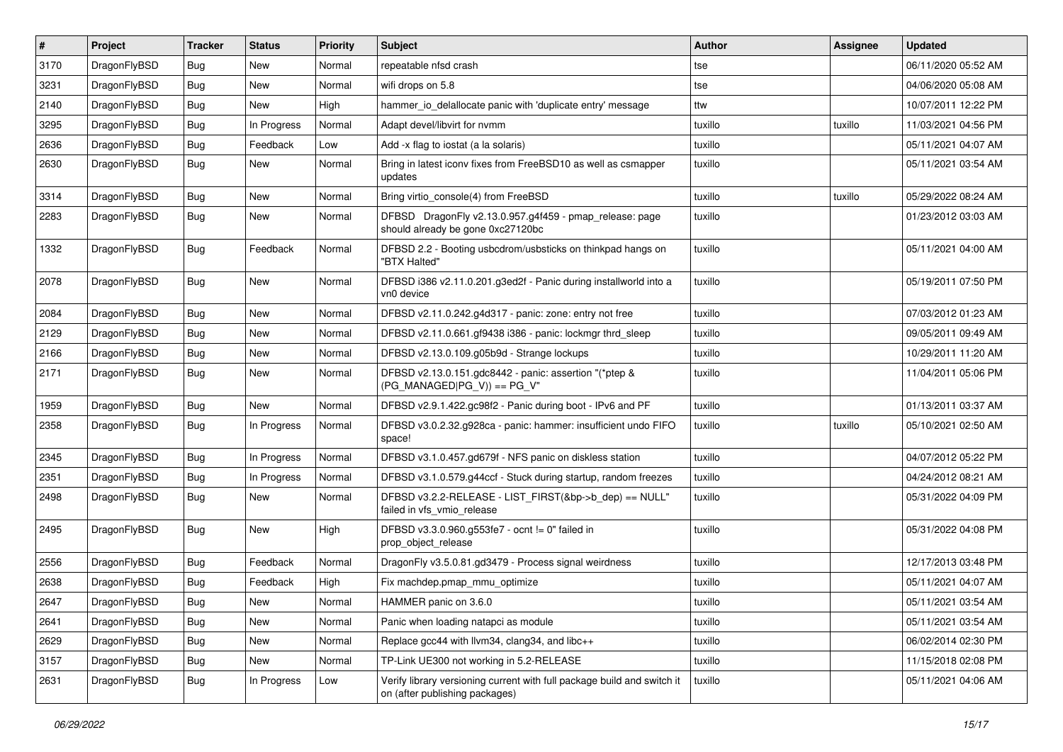| # | Project | Tracker | Status | Priority | Subject | Author | Assignee | Updated |
|---|---|---|---|---|---|---|---|---|
| 3170 | DragonFlyBSD | Bug | New | Normal | repeatable nfsd crash | tse | | 06/11/2020 05:52 AM |
| 3231 | DragonFlyBSD | Bug | New | Normal | wifi drops on 5.8 | tse | | 04/06/2020 05:08 AM |
| 2140 | DragonFlyBSD | Bug | New | High | hammer_io_delallocate panic with 'duplicate entry' message | ttw | | 10/07/2011 12:22 PM |
| 3295 | DragonFlyBSD | Bug | In Progress | Normal | Adapt devel/libvirt for nvmm | tuxillo | tuxillo | 11/03/2021 04:56 PM |
| 2636 | DragonFlyBSD | Bug | Feedback | Low | Add -x flag to iostat (a la solaris) | tuxillo | | 05/11/2021 04:07 AM |
| 2630 | DragonFlyBSD | Bug | New | Normal | Bring in latest iconv fixes from FreeBSD10 as well as csmapper updates | tuxillo | | 05/11/2021 03:54 AM |
| 3314 | DragonFlyBSD | Bug | New | Normal | Bring virtio_console(4) from FreeBSD | tuxillo | tuxillo | 05/29/2022 08:24 AM |
| 2283 | DragonFlyBSD | Bug | New | Normal | DFBSD DragonFly v2.13.0.957.g4f459 - pmap_release: page should already be gone 0xc27120bc | tuxillo | | 01/23/2012 03:03 AM |
| 1332 | DragonFlyBSD | Bug | Feedback | Normal | DFBSD 2.2 - Booting usbcdrom/usbsticks on thinkpad hangs on "BTX Halted" | tuxillo | | 05/11/2021 04:00 AM |
| 2078 | DragonFlyBSD | Bug | New | Normal | DFBSD i386 v2.11.0.201.g3ed2f - Panic during installworld into a vn0 device | tuxillo | | 05/19/2011 07:50 PM |
| 2084 | DragonFlyBSD | Bug | New | Normal | DFBSD v2.11.0.242.g4d317 - panic: zone: entry not free | tuxillo | | 07/03/2012 01:23 AM |
| 2129 | DragonFlyBSD | Bug | New | Normal | DFBSD v2.11.0.661.gf9438 i386 - panic: lockmgr thrd_sleep | tuxillo | | 09/05/2011 09:49 AM |
| 2166 | DragonFlyBSD | Bug | New | Normal | DFBSD v2.13.0.109.g05b9d - Strange lockups | tuxillo | | 10/29/2011 11:20 AM |
| 2171 | DragonFlyBSD | Bug | New | Normal | DFBSD v2.13.0.151.gdc8442 - panic: assertion "(*ptep & (PG_MANAGED\|PG_V)) == PG_V" | tuxillo | | 11/04/2011 05:06 PM |
| 1959 | DragonFlyBSD | Bug | New | Normal | DFBSD v2.9.1.422.gc98f2 - Panic during boot - IPv6 and PF | tuxillo | | 01/13/2011 03:37 AM |
| 2358 | DragonFlyBSD | Bug | In Progress | Normal | DFBSD v3.0.2.32.g928ca - panic: hammer: insufficient undo FIFO space! | tuxillo | tuxillo | 05/10/2021 02:50 AM |
| 2345 | DragonFlyBSD | Bug | In Progress | Normal | DFBSD v3.1.0.457.gd679f - NFS panic on diskless station | tuxillo | | 04/07/2012 05:22 PM |
| 2351 | DragonFlyBSD | Bug | In Progress | Normal | DFBSD v3.1.0.579.g44ccf - Stuck during startup, random freezes | tuxillo | | 04/24/2012 08:21 AM |
| 2498 | DragonFlyBSD | Bug | New | Normal | DFBSD v3.2.2-RELEASE - LIST_FIRST(&bp->b_dep) == NULL" failed in vfs_vmio_release | tuxillo | | 05/31/2022 04:09 PM |
| 2495 | DragonFlyBSD | Bug | New | High | DFBSD v3.3.0.960.g553fe7 - ocnt != 0" failed in prop_object_release | tuxillo | | 05/31/2022 04:08 PM |
| 2556 | DragonFlyBSD | Bug | Feedback | Normal | DragonFly v3.5.0.81.gd3479 - Process signal weirdness | tuxillo | | 12/17/2013 03:48 PM |
| 2638 | DragonFlyBSD | Bug | Feedback | High | Fix machdep.pmap_mmu_optimize | tuxillo | | 05/11/2021 04:07 AM |
| 2647 | DragonFlyBSD | Bug | New | Normal | HAMMER panic on 3.6.0 | tuxillo | | 05/11/2021 03:54 AM |
| 2641 | DragonFlyBSD | Bug | New | Normal | Panic when loading natapci as module | tuxillo | | 05/11/2021 03:54 AM |
| 2629 | DragonFlyBSD | Bug | New | Normal | Replace gcc44 with llvm34, clang34, and libc++ | tuxillo | | 06/02/2014 02:30 PM |
| 3157 | DragonFlyBSD | Bug | New | Normal | TP-Link UE300 not working in 5.2-RELEASE | tuxillo | | 11/15/2018 02:08 PM |
| 2631 | DragonFlyBSD | Bug | In Progress | Low | Verify library versioning current with full package build and switch it on (after publishing packages) | tuxillo | | 05/11/2021 04:06 AM |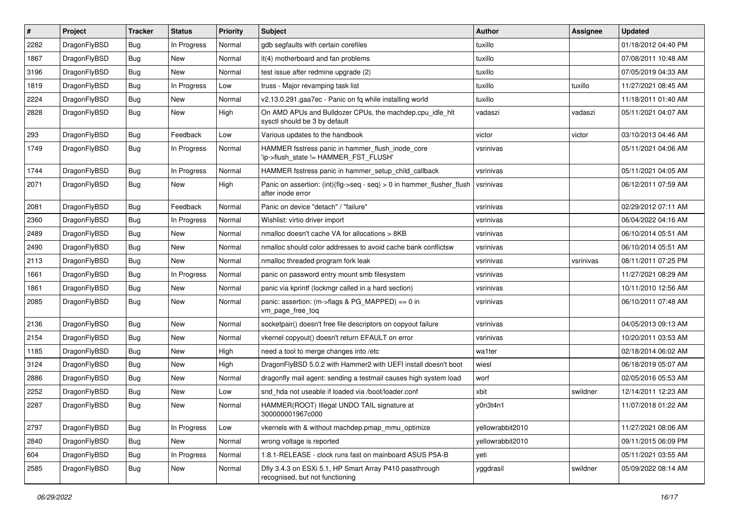| # | Project | Tracker | Status | Priority | Subject | Author | Assignee | Updated |
|---|---|---|---|---|---|---|---|---|
| 2282 | DragonFlyBSD | Bug | In Progress | Normal | gdb segfaults with certain corefiles | tuxillo | | 01/18/2012 04:40 PM |
| 1867 | DragonFlyBSD | Bug | New | Normal | it(4) motherboard and fan problems | tuxillo | | 07/08/2011 10:48 AM |
| 3196 | DragonFlyBSD | Bug | New | Normal | test issue after redmine upgrade (2) | tuxillo | | 07/05/2019 04:33 AM |
| 1819 | DragonFlyBSD | Bug | In Progress | Low | truss - Major revamping task list | tuxillo | tuxillo | 11/27/2021 08:45 AM |
| 2224 | DragonFlyBSD | Bug | New | Normal | v2.13.0.291.gaa7ec - Panic on fq while installing world | tuxillo | | 11/18/2011 01:40 AM |
| 2828 | DragonFlyBSD | Bug | New | High | On AMD APUs and Bulldozer CPUs, the machdep.cpu_idle_hlt sysctl should be 3 by default | vadaszi | vadaszi | 05/11/2021 04:07 AM |
| 293 | DragonFlyBSD | Bug | Feedback | Low | Various updates to the handbook | victor | victor | 03/10/2013 04:46 AM |
| 1749 | DragonFlyBSD | Bug | In Progress | Normal | HAMMER fsstress panic in hammer_flush_inode_core 'ip->flush_state != HAMMER_FST_FLUSH' | vsrinivas | | 05/11/2021 04:06 AM |
| 1744 | DragonFlyBSD | Bug | In Progress | Normal | HAMMER fsstress panic in hammer_setup_child_callback | vsrinivas | | 05/11/2021 04:05 AM |
| 2071 | DragonFlyBSD | Bug | New | High | Panic on assertion: (int)(flg->seq - seq) > 0 in hammer_flusher_flush after inode error | vsrinivas | | 06/12/2011 07:59 AM |
| 2081 | DragonFlyBSD | Bug | Feedback | Normal | Panic on device "detach" / "failure" | vsrinivas | | 02/29/2012 07:11 AM |
| 2360 | DragonFlyBSD | Bug | In Progress | Normal | Wishlist: virtio driver import | vsrinivas | | 06/04/2022 04:16 AM |
| 2489 | DragonFlyBSD | Bug | New | Normal | nmalloc doesn't cache VA for allocations > 8KB | vsrinivas | | 06/10/2014 05:51 AM |
| 2490 | DragonFlyBSD | Bug | New | Normal | nmalloc should color addresses to avoid cache bank conflictsw | vsrinivas | | 06/10/2014 05:51 AM |
| 2113 | DragonFlyBSD | Bug | New | Normal | nmalloc threaded program fork leak | vsrinivas | vsrinivas | 08/11/2011 07:25 PM |
| 1661 | DragonFlyBSD | Bug | In Progress | Normal | panic on password entry mount smb filesystem | vsrinivas | | 11/27/2021 08:29 AM |
| 1861 | DragonFlyBSD | Bug | New | Normal | panic via kprintf (lockmgr called in a hard section) | vsrinivas | | 10/11/2010 12:56 AM |
| 2085 | DragonFlyBSD | Bug | New | Normal | panic: assertion: (m->flags & PG_MAPPED) == 0 in vm_page_free_toq | vsrinivas | | 06/10/2011 07:48 AM |
| 2136 | DragonFlyBSD | Bug | New | Normal | socketpair() doesn't free file descriptors on copyout failure | vsrinivas | | 04/05/2013 09:13 AM |
| 2154 | DragonFlyBSD | Bug | New | Normal | vkernel copyout() doesn't return EFAULT on error | vsrinivas | | 10/20/2011 03:53 AM |
| 1185 | DragonFlyBSD | Bug | New | High | need a tool to merge changes into /etc | wa1ter | | 02/18/2014 06:02 AM |
| 3124 | DragonFlyBSD | Bug | New | High | DragonFlyBSD 5.0.2 with Hammer2 with UEFI install doesn't boot | wiesl | | 06/18/2019 05:07 AM |
| 2886 | DragonFlyBSD | Bug | New | Normal | dragonfly mail agent: sending a testmail causes high system load | worf | | 02/05/2016 05:53 AM |
| 2252 | DragonFlyBSD | Bug | New | Low | snd_hda not useable if loaded via /boot/loader.conf | xbit | swildner | 12/14/2011 12:23 AM |
| 2287 | DragonFlyBSD | Bug | New | Normal | HAMMER(ROOT) Illegal UNDO TAIL signature at 300000001967c000 | y0n3t4n1 | | 11/07/2018 01:22 AM |
| 2797 | DragonFlyBSD | Bug | In Progress | Low | vkernels with & without machdep.pmap_mmu_optimize | yellowrabbit2010 | | 11/27/2021 08:06 AM |
| 2840 | DragonFlyBSD | Bug | New | Normal | wrong voltage is reported | yellowrabbit2010 | | 09/11/2015 06:09 PM |
| 604 | DragonFlyBSD | Bug | In Progress | Normal | 1.8.1-RELEASE - clock runs fast on mainboard ASUS P5A-B | yeti | | 05/11/2021 03:55 AM |
| 2585 | DragonFlyBSD | Bug | New | Normal | Dfly 3.4.3 on ESXi 5.1, HP Smart Array P410 passthrough recognised, but not functioning | yggdrasil | swildner | 05/09/2022 08:14 AM |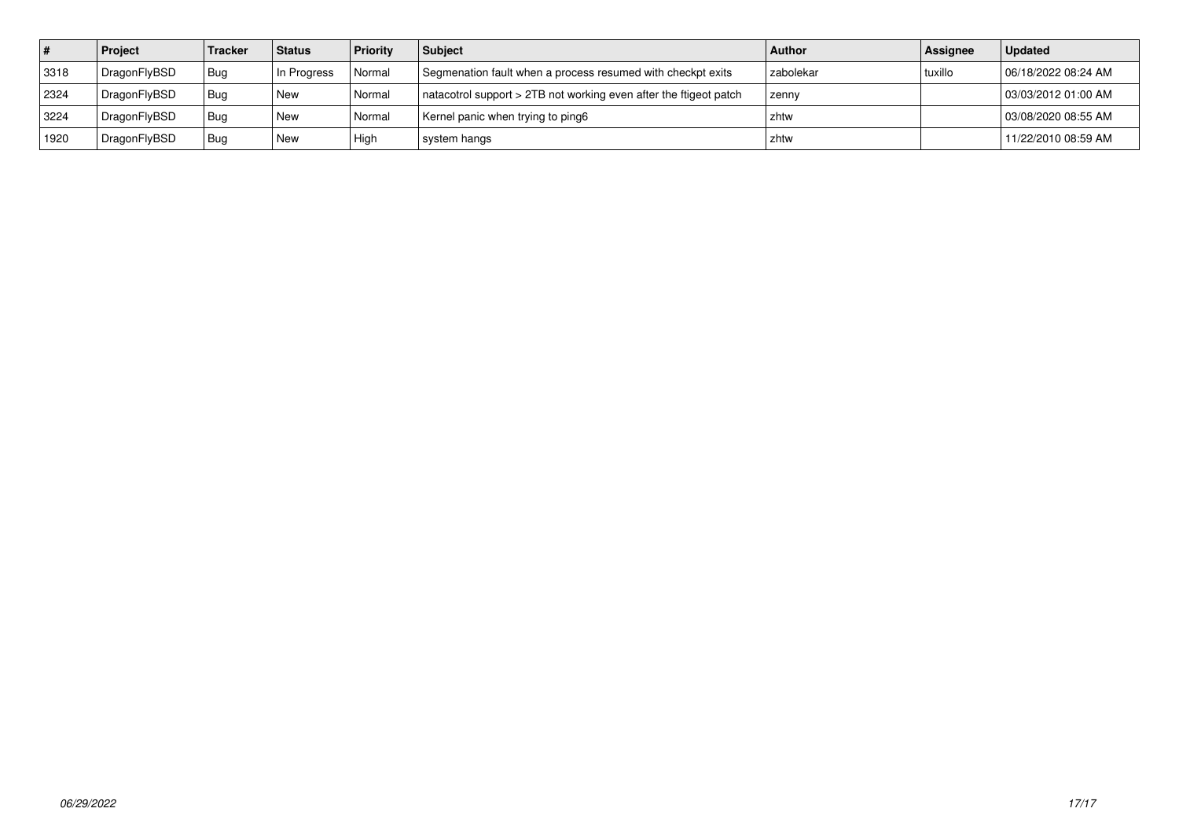| # | Project | Tracker | Status | Priority | Subject | Author | Assignee | Updated |
|---|---|---|---|---|---|---|---|---|
| 3318 | DragonFlyBSD | Bug | In Progress | Normal | Segmenation fault when a process resumed with checkpt exits | zabolekar | tuxillo | 06/18/2022 08:24 AM |
| 2324 | DragonFlyBSD | Bug | New | Normal | natacotrol support > 2TB not working even after the ftigeot patch | zenny | | 03/03/2012 01:00 AM |
| 3224 | DragonFlyBSD | Bug | New | Normal | Kernel panic when trying to ping6 | zhtw | | 03/08/2020 08:55 AM |
| 1920 | DragonFlyBSD | Bug | New | High | system hangs | zhtw | | 11/22/2010 08:59 AM |